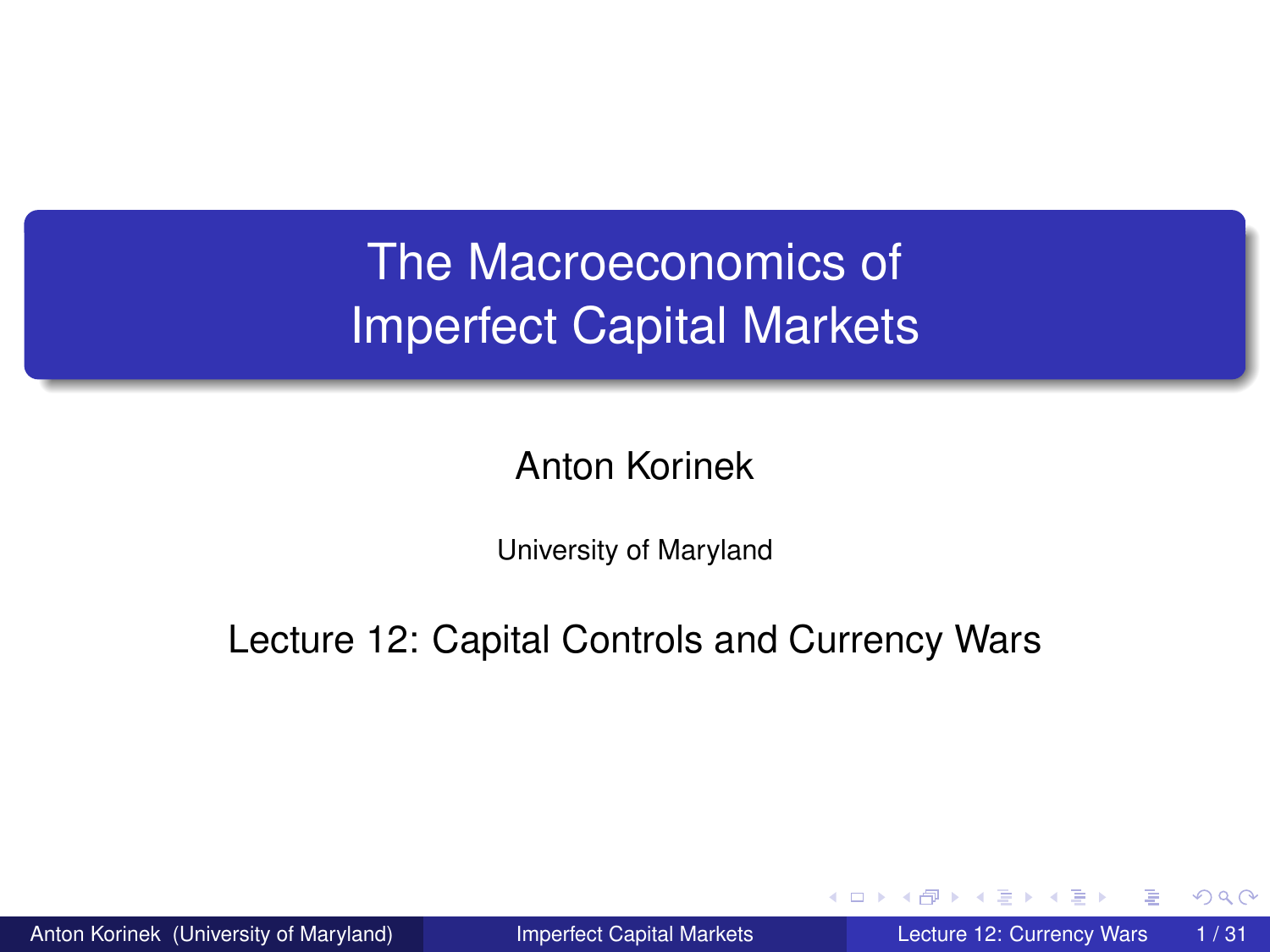# The Macroeconomics of Imperfect Capital Markets

Anton Korinek

University of Maryland

Lecture 12: Capital Controls and Currency Wars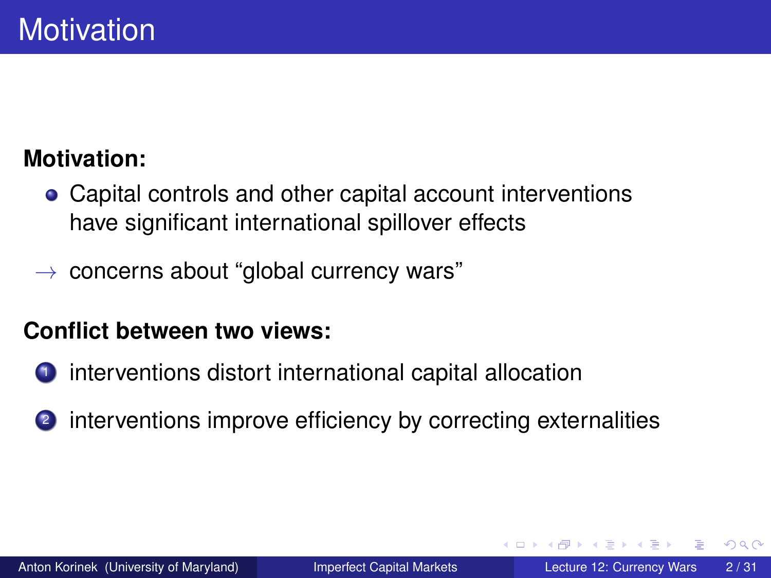# Motivation

**Motivation:**

- Capital controls and other capital account interventions have significant international spillover effects

$\rightarrow$ concerns about "global currency wars"

**Conflict between two views:**

1. interventions distort international capital allocation
2. interventions improve efficiency by correcting externalities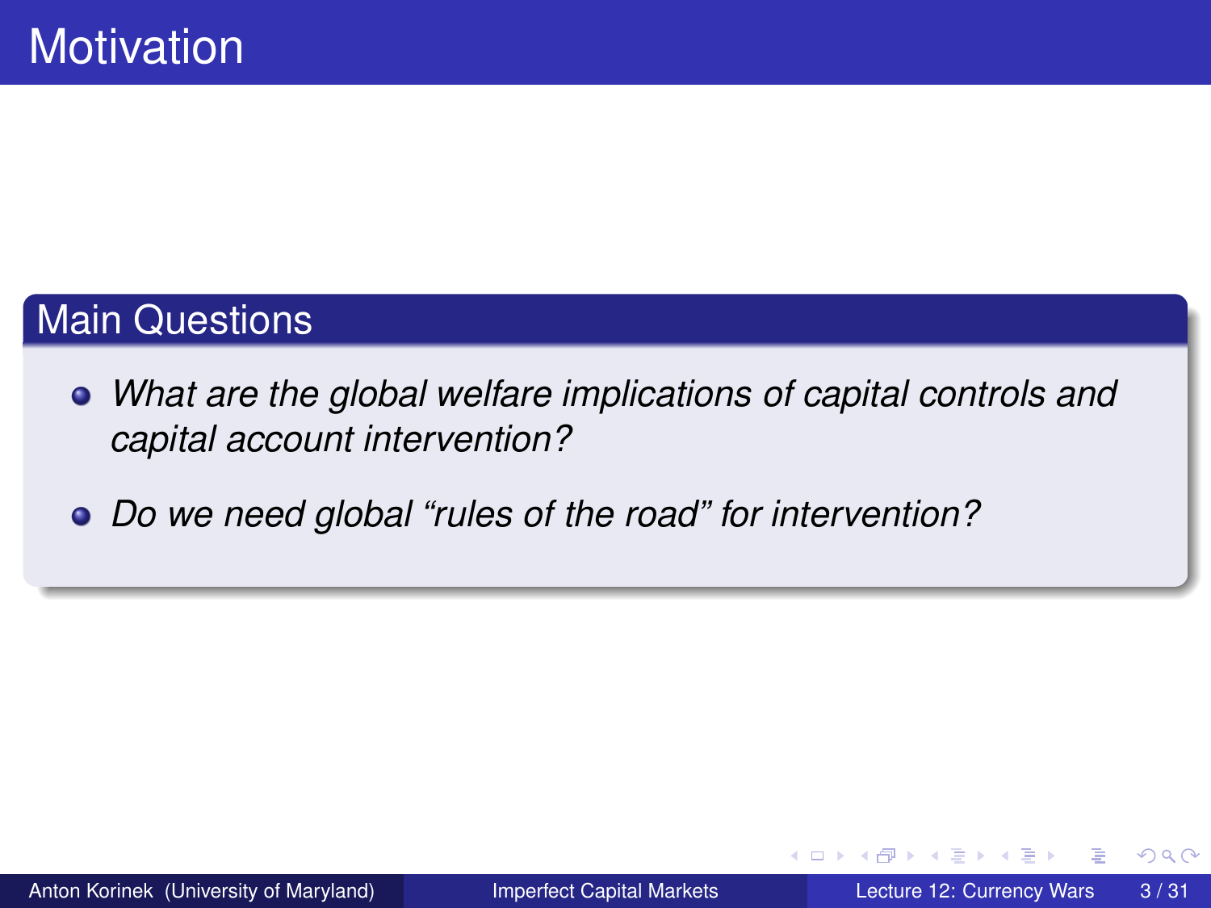# Motivation

## Main Questions

- *What are the global welfare implications of capital controls and capital account intervention?*
- *Do we need global "rules of the road" for intervention?*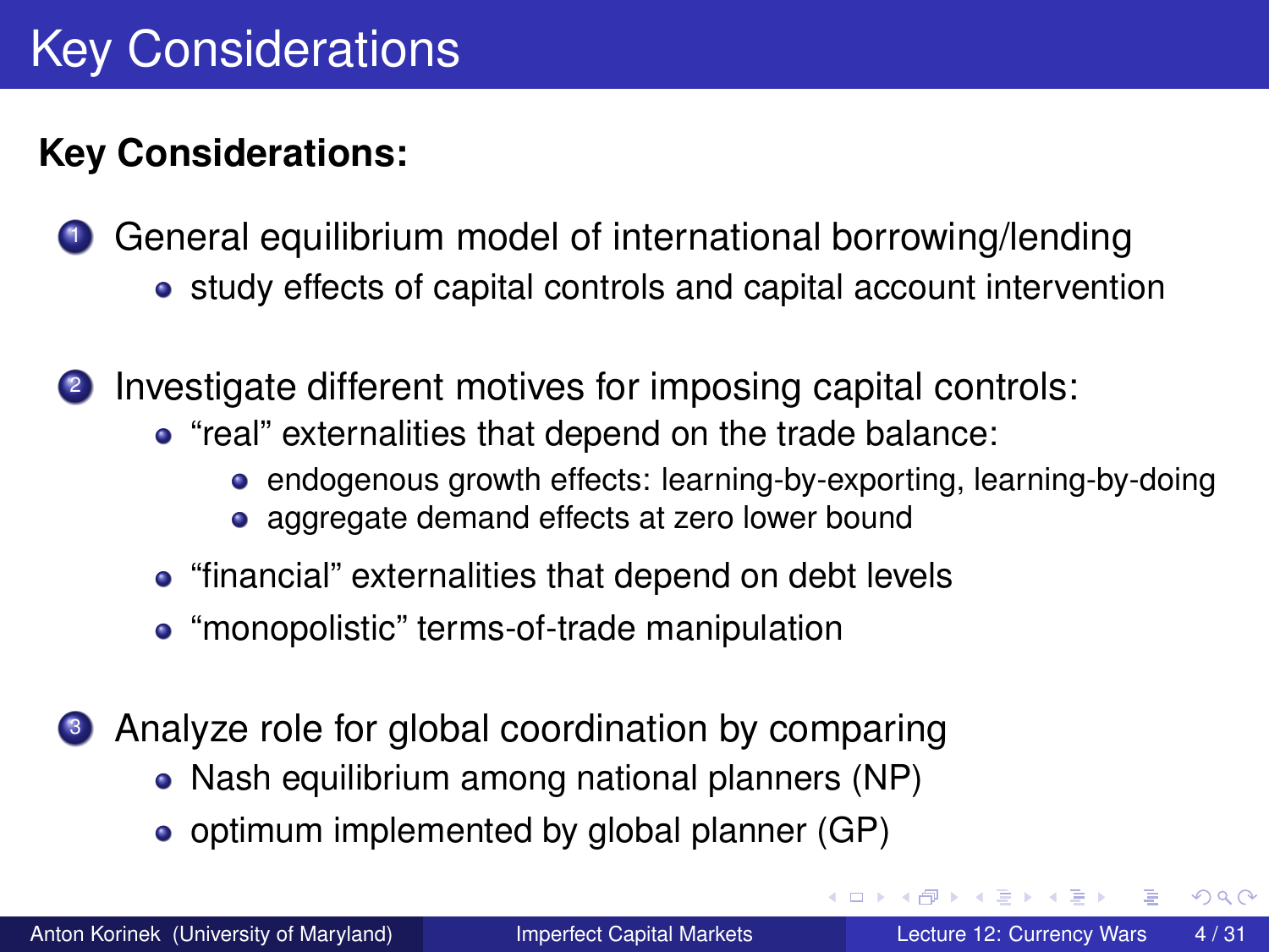# Key Considerations

**Key Considerations:**

1. General equilibrium model of international borrowing/lending
   - study effects of capital controls and capital account intervention

2. Investigate different motives for imposing capital controls:
   - “real” externalities that depend on the trade balance:
     - endogenous growth effects: learning-by-exporting, learning-by-doing
     - aggregate demand effects at zero lower bound
   - “financial” externalities that depend on debt levels
   - “monopolistic” terms-of-trade manipulation

3. Analyze role for global coordination by comparing
   - Nash equilibrium among national planners (NP)
   - optimum implemented by global planner (GP)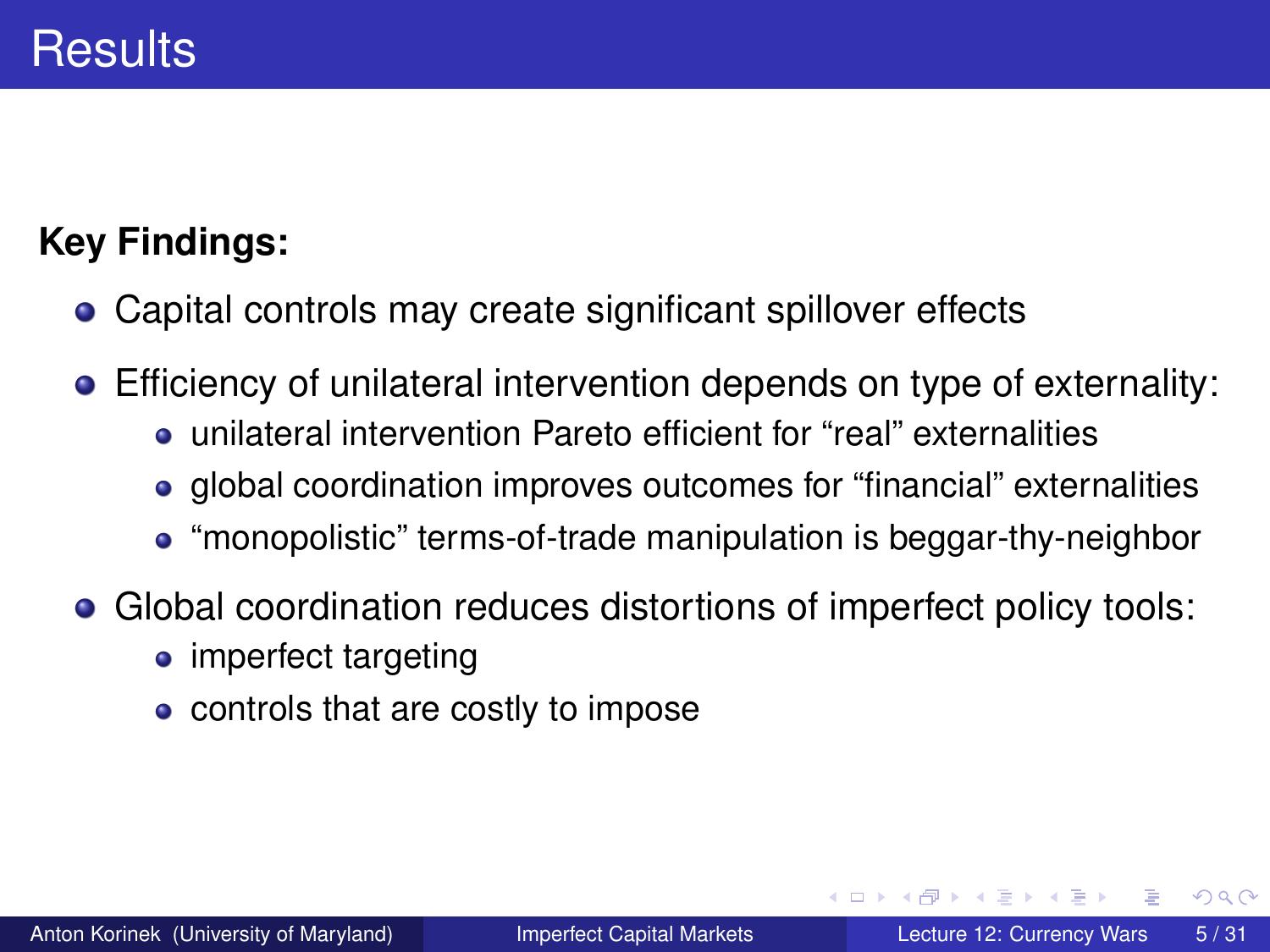# Results

**Key Findings:**

- Capital controls may create significant spillover effects
- Efficiency of unilateral intervention depends on type of externality:
  - unilateral intervention Pareto efficient for “real” externalities
  - global coordination improves outcomes for “financial” externalities
  - “monopolistic” terms-of-trade manipulation is beggar-thy-neighbor
- Global coordination reduces distortions of imperfect policy tools:
  - imperfect targeting
  - controls that are costly to impose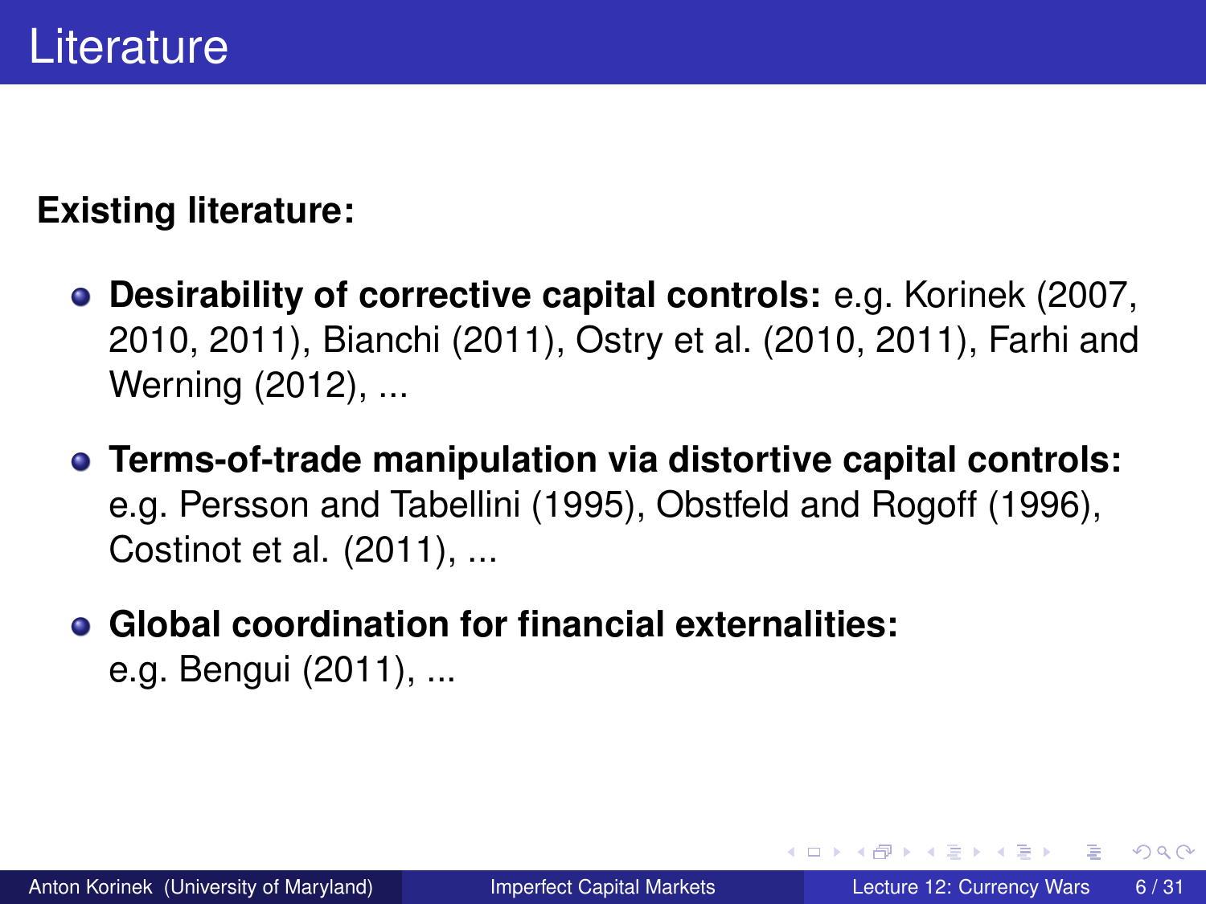# Literature

**Existing literature:**

- **Desirability of corrective capital controls:** e.g. Korinek (2007, 2010, 2011), Bianchi (2011), Ostry et al. (2010, 2011), Farhi and Werning (2012), ...
- **Terms-of-trade manipulation via distortive capital controls:** e.g. Persson and Tabellini (1995), Obstfeld and Rogoff (1996), Costinot et al. (2011), ...
- **Global coordination for financial externalities:** e.g. Bengui (2011), ...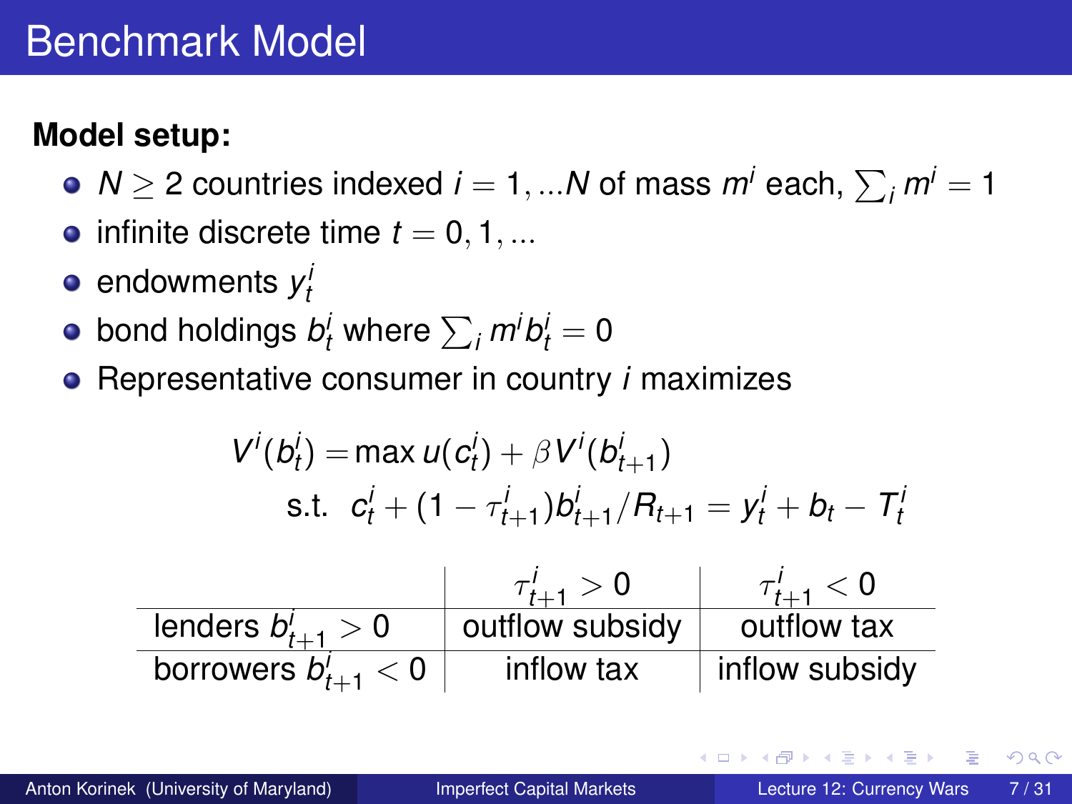# Benchmark Model

**Model setup:**

- $N \geq 2$ countries indexed $i = 1, ...N$ of mass $m^i$ each, $\sum_i m^i = 1$
- infinite discrete time $t = 0, 1, ...$
- endowments $y_t^i$
- bond holdings $b_t^i$ where $\sum_i m^i b_t^i = 0$
- Representative consumer in country $i$ maximizes

$$V^i(b_t^i) = \max u(c_t^i) + \beta V^i(b_{t+1}^i)$$
$$\text{s.t.} \quad c_t^i + (1 - \tau_{t+1}^i) b_{t+1}^i / R_{t+1} = y_t^i + b_t - T_t^i$$

| | $\tau_{t+1}^i > 0$ | $\tau_{t+1}^i < 0$ |
|---|---|---|
| lenders $b_{t+1}^i > 0$ | outflow subsidy | outflow tax |
| borrowers $b_{t+1}^i < 0$ | inflow tax | inflow subsidy |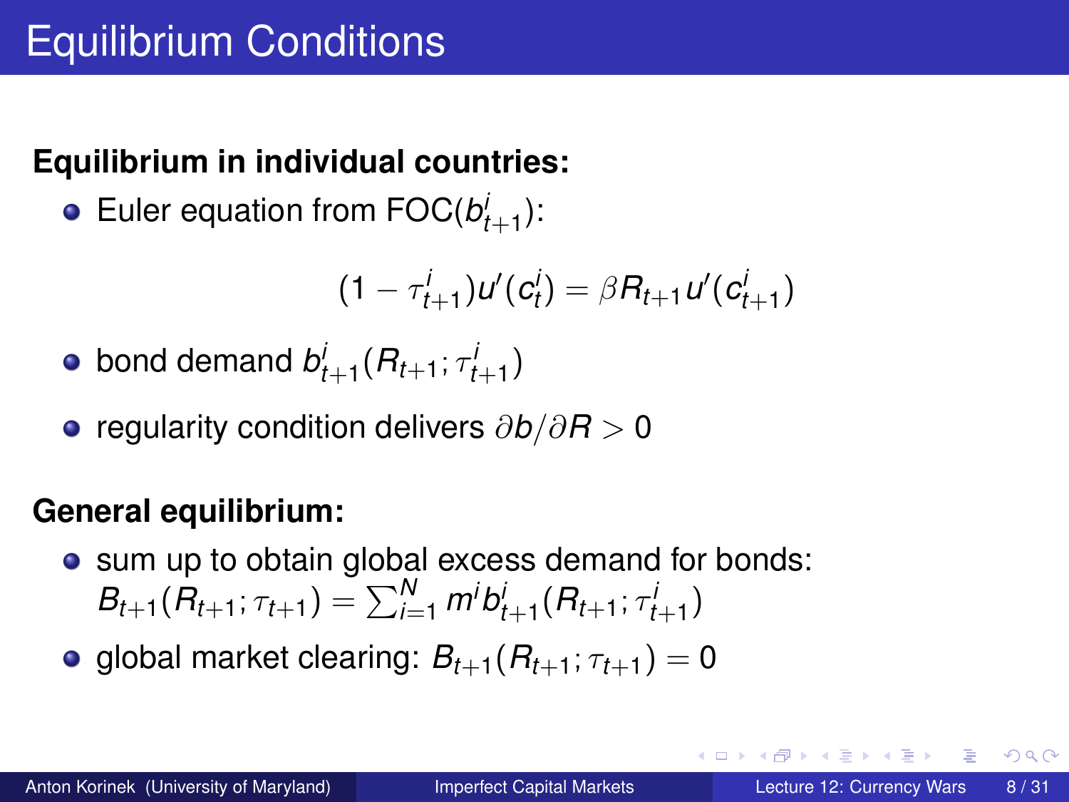# Equilibrium Conditions

**Equilibrium in individual countries:**

- Euler equation from FOC($b^i_{t+1}$):

$$(1 - \tau^i_{t+1})u'(c^i_t) = \beta R_{t+1} u'(c^i_{t+1})$$

- bond demand $b^i_{t+1}(R_{t+1}; \tau^i_{t+1})$
- regularity condition delivers $\partial b / \partial R > 0$

**General equilibrium:**

- sum up to obtain global excess demand for bonds: $B_{t+1}(R_{t+1}; \tau_{t+1}) = \sum_{i=1}^{N} m^i b^i_{t+1}(R_{t+1}; \tau^i_{t+1})$
- global market clearing: $B_{t+1}(R_{t+1}; \tau_{t+1}) = 0$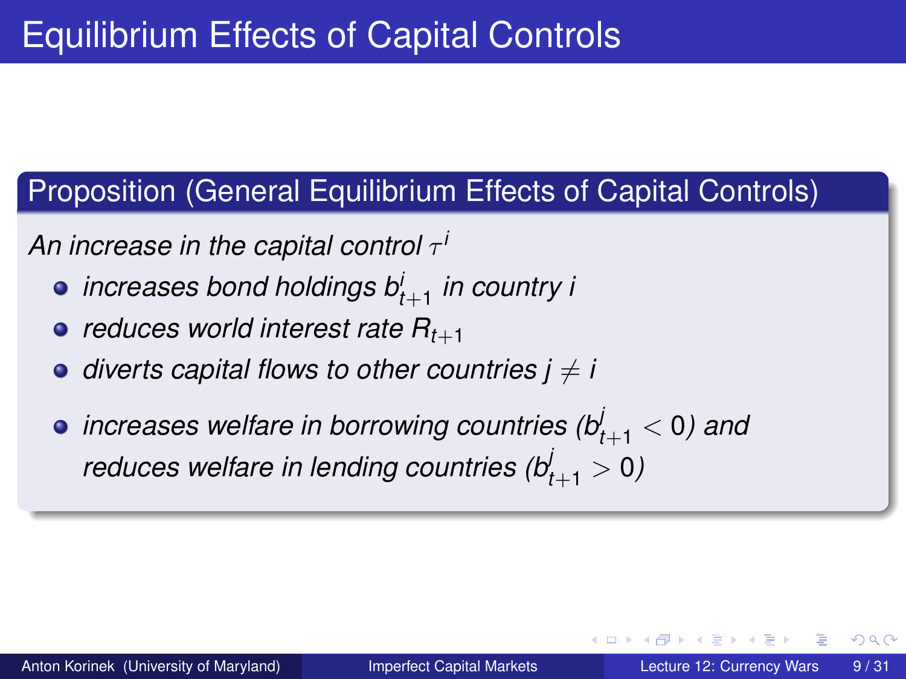# Equilibrium Effects of Capital Controls

## Proposition (General Equilibrium Effects of Capital Controls)

*An increase in the capital control* $\tau^i$

- *increases bond holdings* $b^i_{t+1}$ *in country i*
- *reduces world interest rate* $R_{t+1}$
- *diverts capital flows to other countries* $j \neq i$
- *increases welfare in borrowing countries* ($b^j_{t+1} < 0$) *and reduces welfare in lending countries* ($b^j_{t+1} > 0$)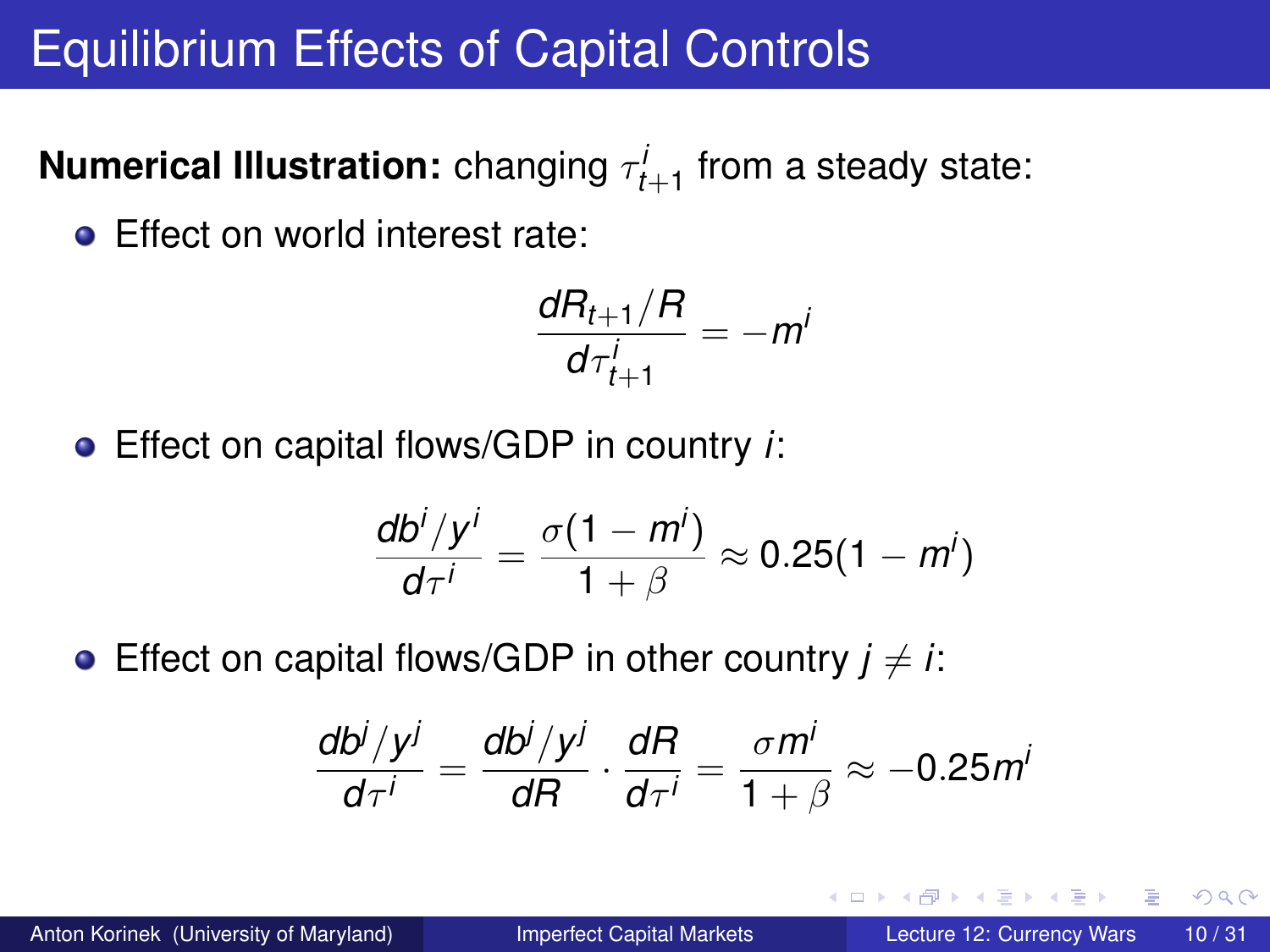# Equilibrium Effects of Capital Controls

**Numerical Illustration:** changing $\tau^i_{t+1}$ from a steady state:

- Effect on world interest rate:

$$\frac{dR_{t+1}/R}{d\tau^i_{t+1}} = -m^i$$

- Effect on capital flows/GDP in country $i$:

$$\frac{db^i/y^i}{d\tau^i} = \frac{\sigma(1 - m^i)}{1 + \beta} \approx 0.25(1 - m^i)$$

- Effect on capital flows/GDP in other country $j \neq i$:

$$\frac{db^j/y^j}{d\tau^i} = \frac{db^j/y^j}{dR} \cdot \frac{dR}{d\tau^i} = \frac{\sigma m^i}{1 + \beta} \approx -0.25 m^i$$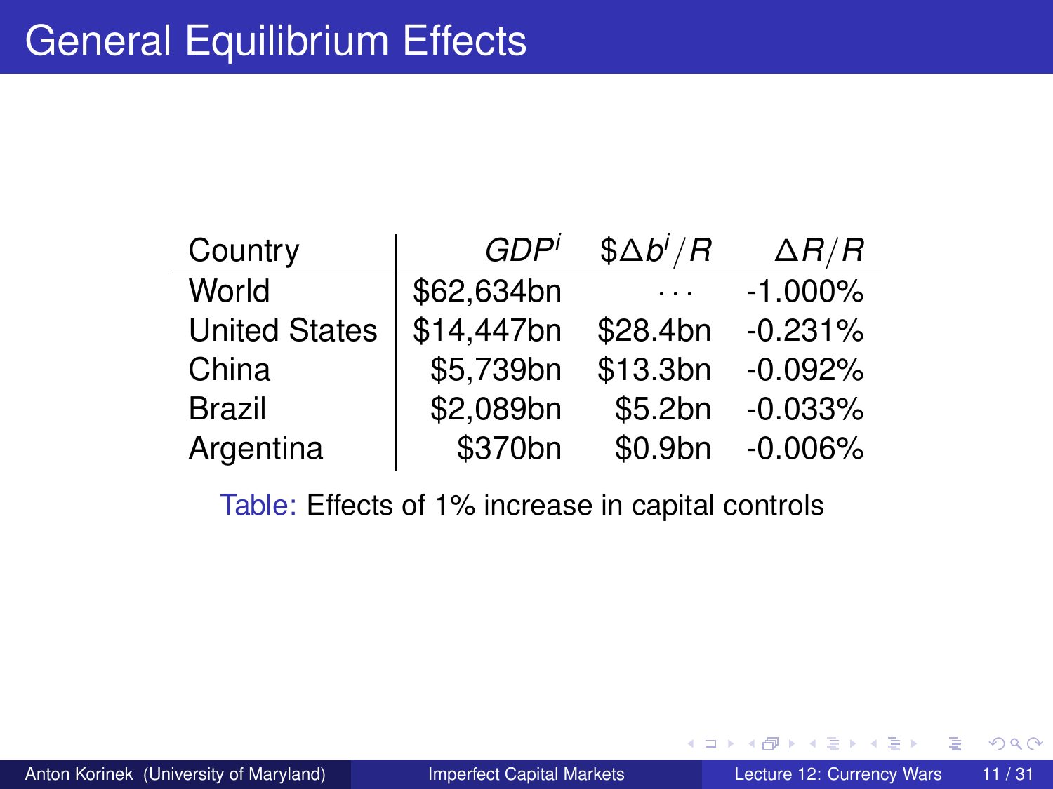# General Equilibrium Effects

| Country | $GDP^i$ | $\$\Delta b^i/R$ | $\Delta R/R$ |
|---|---|---|---|
| World | $62,634bn | $\cdots$ | -1.000% |
| United States | $14,447bn | $28.4bn | -0.231% |
| China | $5,739bn | $13.3bn | -0.092% |
| Brazil | $2,089bn | $5.2bn | -0.033% |
| Argentina | $370bn | $0.9bn | -0.006% |

Table: Effects of 1% increase in capital controls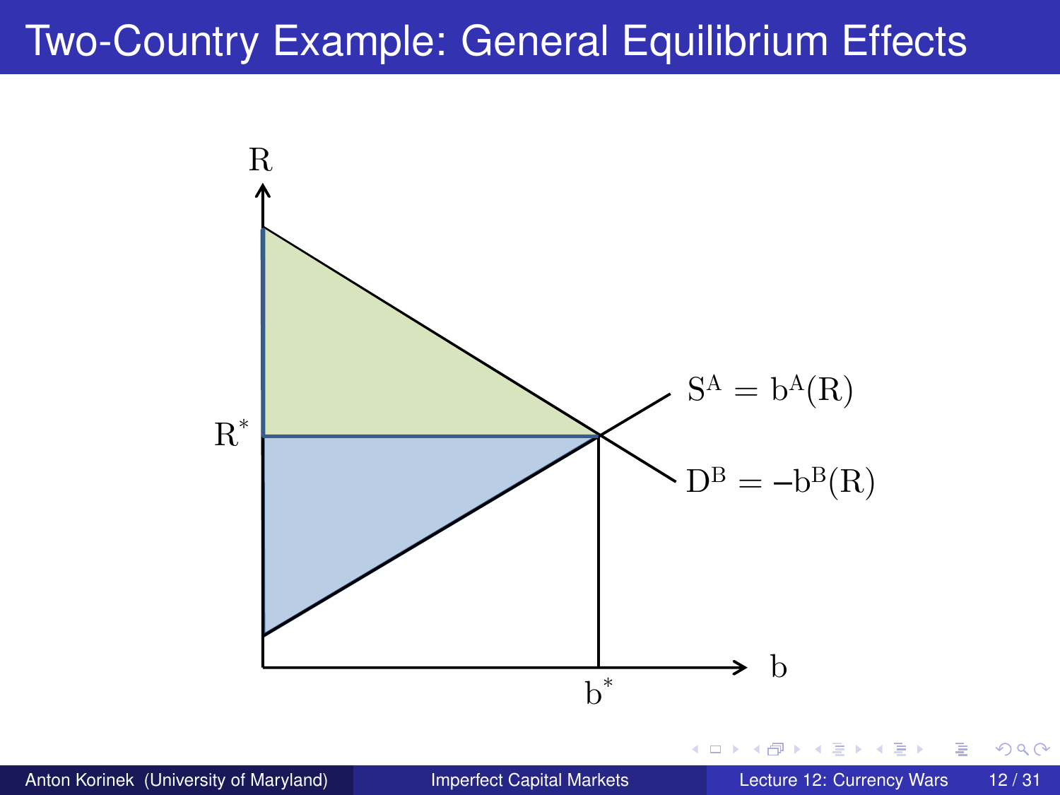# Two-Country Example: General Equilibrium Effects

$R$

$R^*$

$S^A = b^A(R)$

$D^B = -b^B(R)$

$b$

$b^*$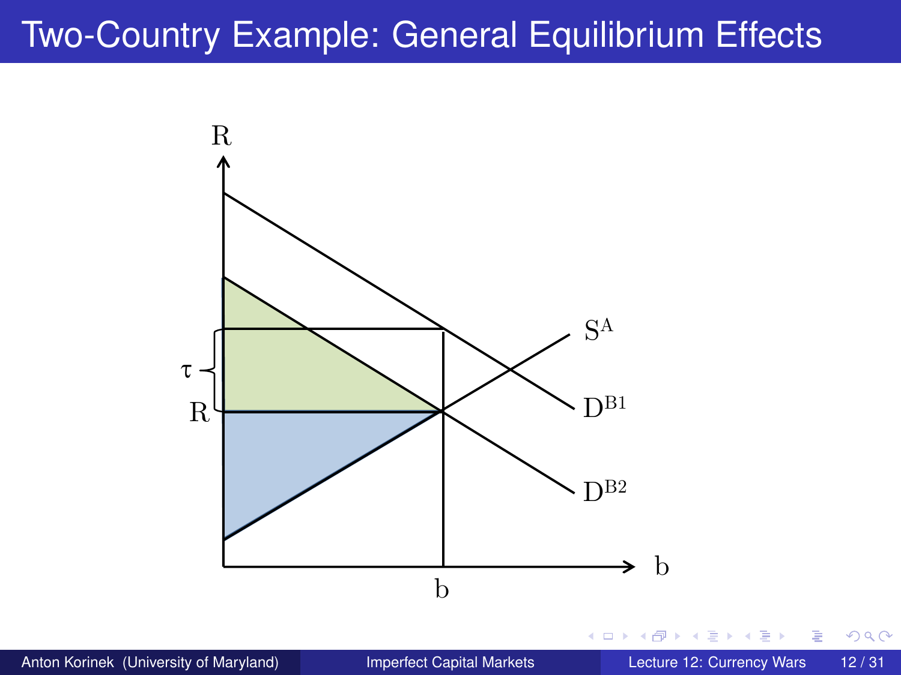# Two-Country Example: General Equilibrium Effects

R

$\tau$

R

$S^A$

$D^{B1}$

$D^{B2}$

b

b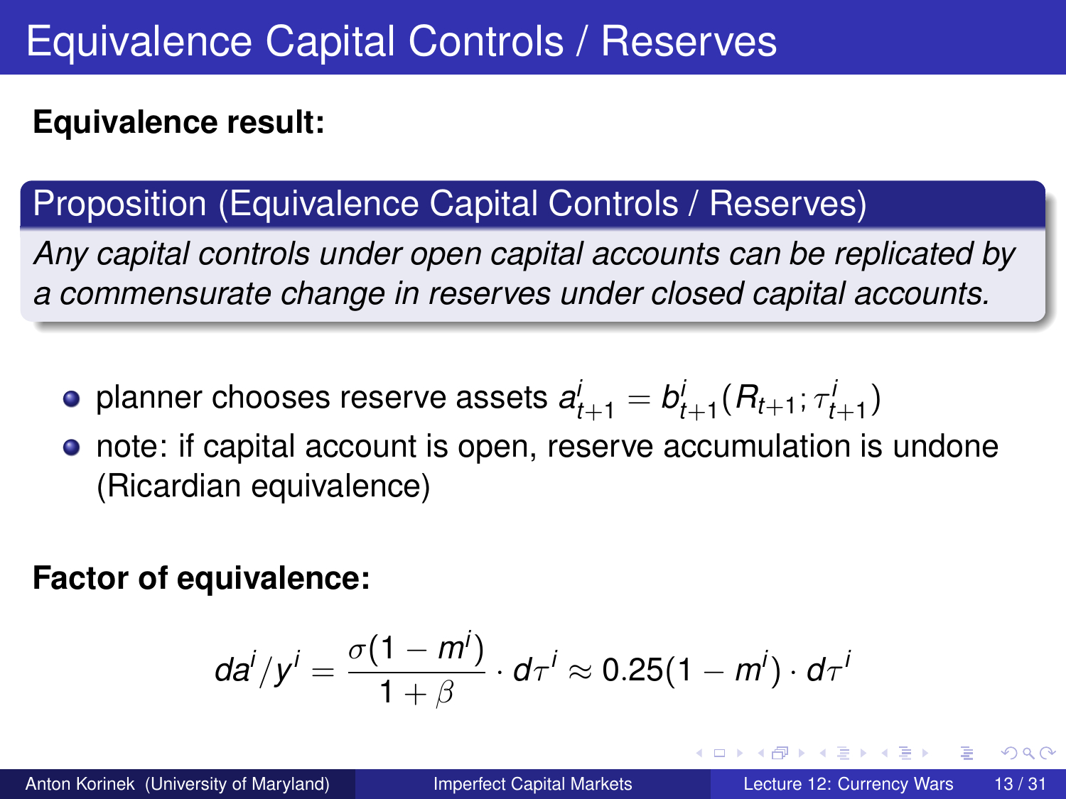# Equivalence Capital Controls / Reserves

**Equivalence result:**

**Proposition (Equivalence Capital Controls / Reserves)**

*Any capital controls under open capital accounts can be replicated by a commensurate change in reserves under closed capital accounts.*

- planner chooses reserve assets $a^i_{t+1} = b^i_{t+1}(R_{t+1}; \tau^i_{t+1})$
- note: if capital account is open, reserve accumulation is undone (Ricardian equivalence)

**Factor of equivalence:**

$$da^i / y^i = \frac{\sigma(1 - m^i)}{1 + \beta} \cdot d\tau^i \approx 0.25(1 - m^i) \cdot d\tau^i$$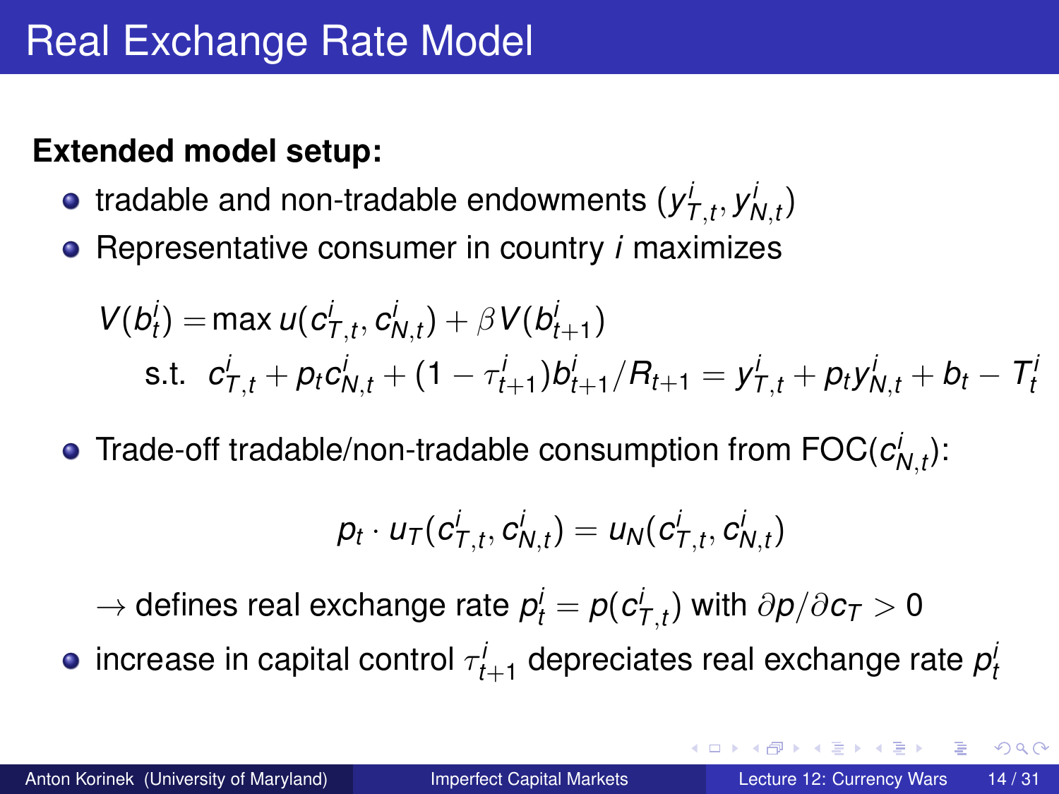# Real Exchange Rate Model

**Extended model setup:**

- tradable and non-tradable endowments $(y^i_{T,t}, y^i_{N,t})$
- Representative consumer in country $i$ maximizes

$$
\begin{aligned}
V(b^i_t) = & \max u(c^i_{T,t}, c^i_{N,t}) + \beta V(b^i_{t+1}) \\
& \text{s.t. } \; c^i_{T,t} + p_t c^i_{N,t} + (1 - \tau^i_{t+1}) b^i_{t+1} / R_{t+1} = y^i_{T,t} + p_t y^i_{N,t} + b_t - T^i_t
\end{aligned}
$$

- Trade-off tradable/non-tradable consumption from FOC($c^i_{N,t}$):

$$
p_t \cdot u_T(c^i_{T,t}, c^i_{N,t}) = u_N(c^i_{T,t}, c^i_{N,t})
$$

  $\rightarrow$ defines real exchange rate $p^i_t = p(c^i_{T,t})$ with $\partial p / \partial c_T > 0$

- increase in capital control $\tau^i_{t+1}$ depreciates real exchange rate $p^i_t$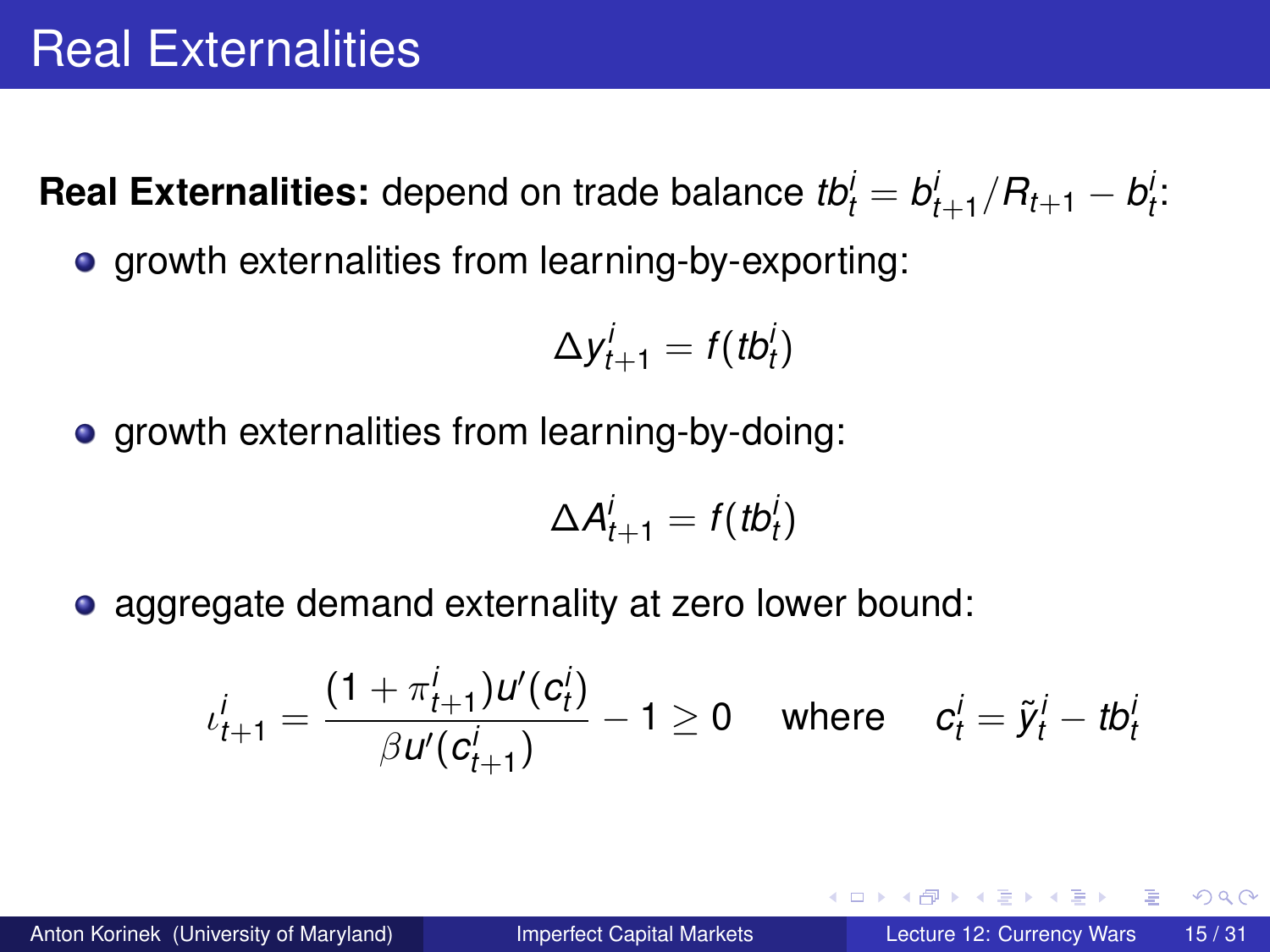# Real Externalities

**Real Externalities:** depend on trade balance $tb_t^i = b_{t+1}^i / R_{t+1} - b_t^i$:

- growth externalities from learning-by-exporting:

$$\Delta y_{t+1}^i = f(tb_t^i)$$

- growth externalities from learning-by-doing:

$$\Delta A_{t+1}^i = f(tb_t^i)$$

- aggregate demand externality at zero lower bound:

$$\iota_{t+1}^i = \frac{(1+\pi_{t+1}^i) u'(c_t^i)}{\beta u'(c_{t+1}^i)} - 1 \geq 0 \quad \text{where} \quad c_t^i = \tilde{y}_t^i - tb_t^i$$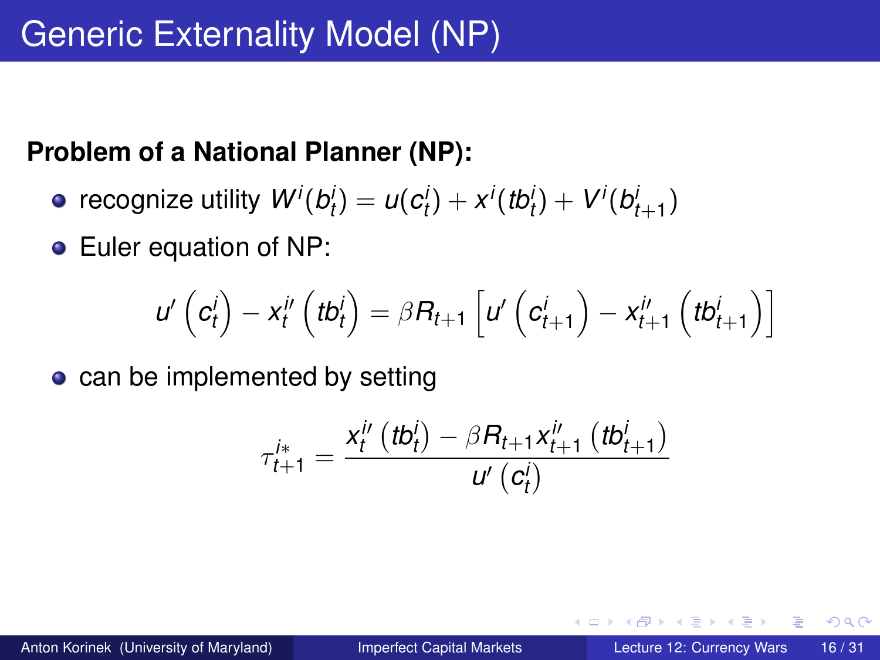# Generic Externality Model (NP)

**Problem of a National Planner (NP):**

- recognize utility $W^i(b^i_t) = u(c^i_t) + x^i(tb^i_t) + V^i(b^i_{t+1})$
- Euler equation of NP:

$$u'\left(c^i_t\right) - x^{i\prime}_t\left(tb^i_t\right) = \beta R_{t+1}\left[u'\left(c^i_{t+1}\right) - x^{i\prime}_{t+1}\left(tb^i_{t+1}\right)\right]$$

- can be implemented by setting

$$\tau^{i*}_{t+1} = \frac{x^{i\prime}_t\left(tb^i_t\right) - \beta R_{t+1} x^{i\prime}_{t+1}\left(tb^i_{t+1}\right)}{u'\left(c^i_t\right)}$$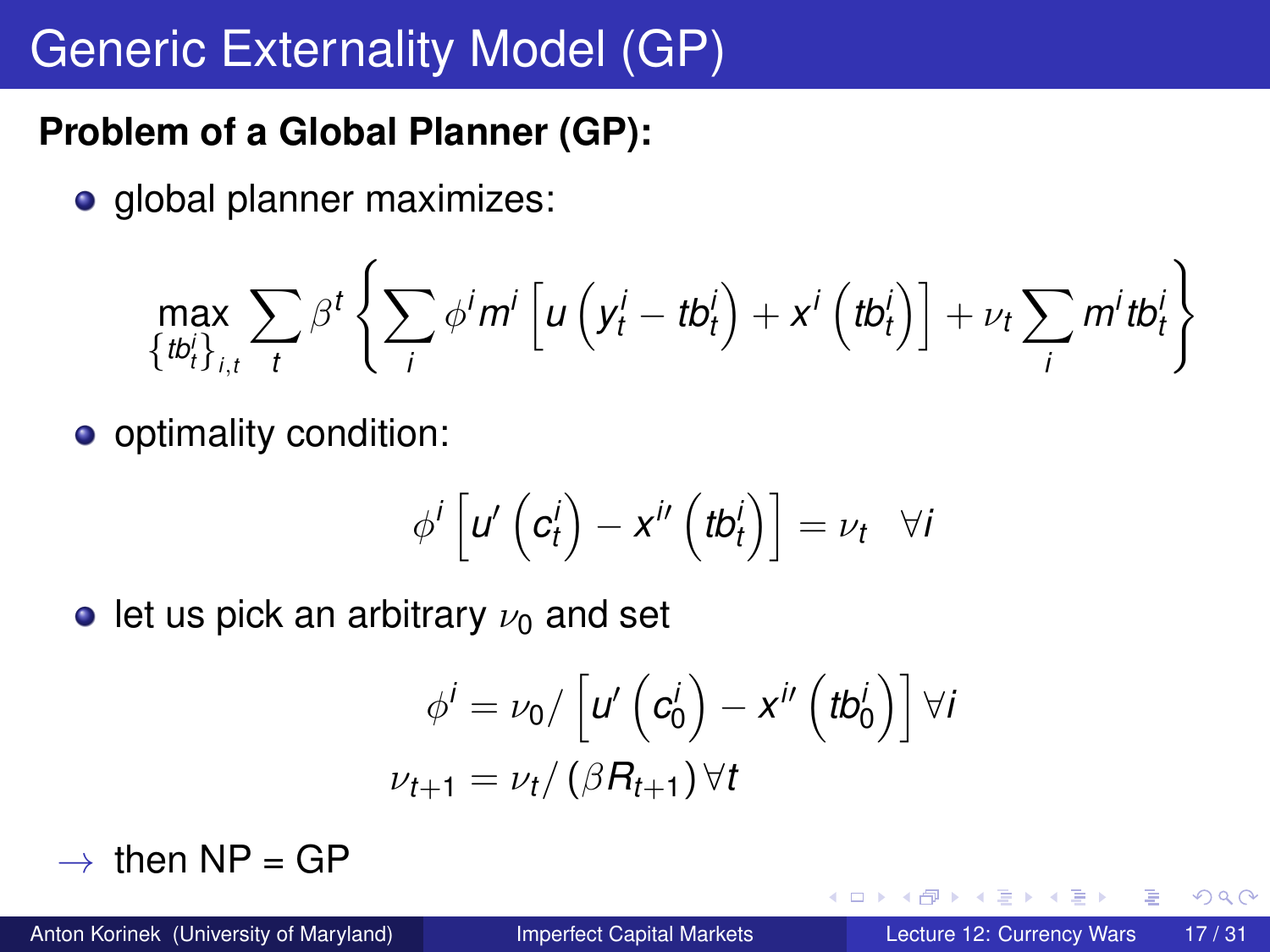# Generic Externality Model (GP)

**Problem of a Global Planner (GP):**

- global planner maximizes:

$$\max_{\{tb_t^i\}_{i,t}} \sum_t \beta^t \left\{ \sum_i \phi^i m^i \left[ u\left(y_t^i - tb_t^i\right) + x^i\left(tb_t^i\right)\right] + \nu_t \sum_i m^i tb_t^i \right\}$$

- optimality condition:

$$\phi^i \left[ u'\left(c_t^i\right) - x^{i\prime}\left(tb_t^i\right)\right] = \nu_t \quad \forall i$$

- let us pick an arbitrary $\nu_0$ and set

$$\phi^i = \nu_0 / \left[ u'\left(c_0^i\right) - x^{i\prime}\left(tb_0^i\right)\right] \forall i$$

$$\nu_{t+1} = \nu_t / \left(\beta R_{t+1}\right) \forall t$$

$\rightarrow$ then NP = GP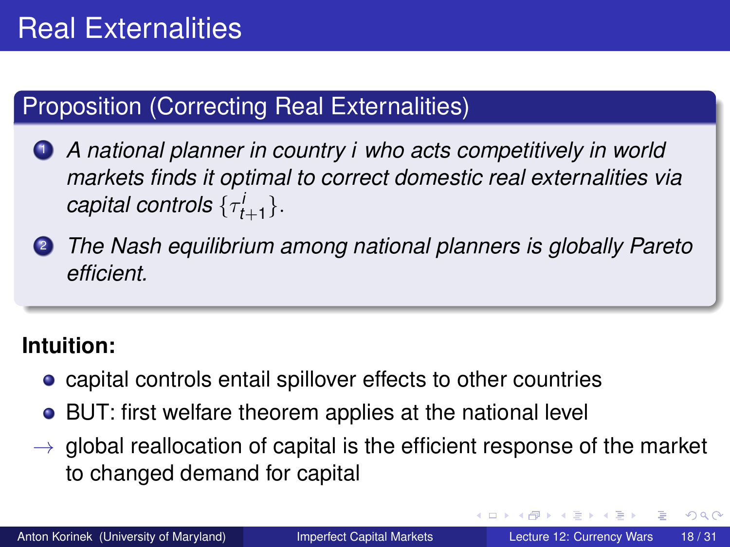# Real Externalities

**Proposition (Correcting Real Externalities)**

1. *A national planner in country $i$ who acts competitively in world markets finds it optimal to correct domestic real externalities via capital controls $\{\tau^i_{t+1}\}$.*
2. *The Nash equilibrium among national planners is globally Pareto efficient.*

**Intuition:**

- capital controls entail spillover effects to other countries
- BUT: first welfare theorem applies at the national level

$\rightarrow$ global reallocation of capital is the efficient response of the market to changed demand for capital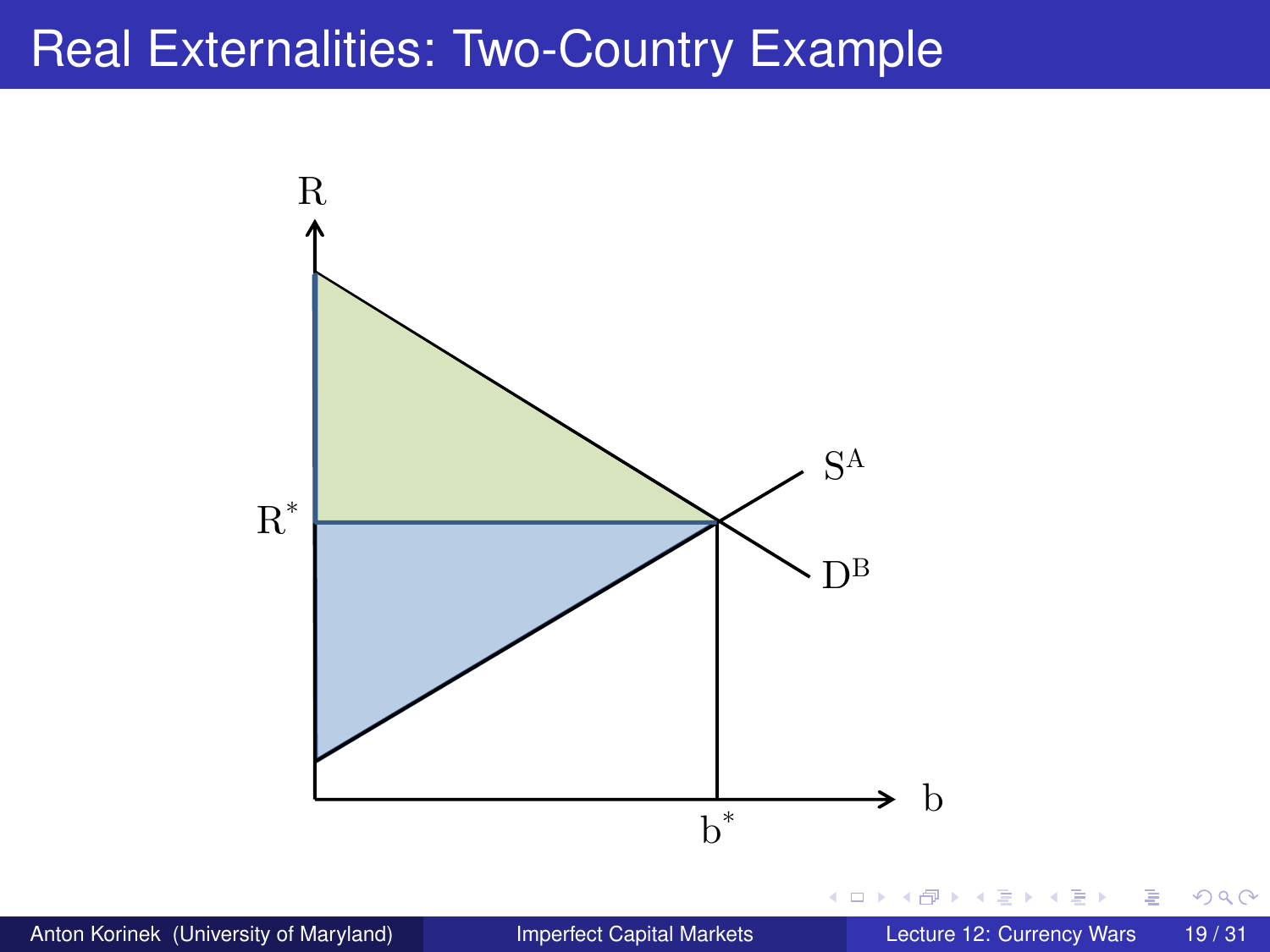# Real Externalities: Two-Country Example

R

$R^*$

$S^A$

$D^B$

b

$b^*$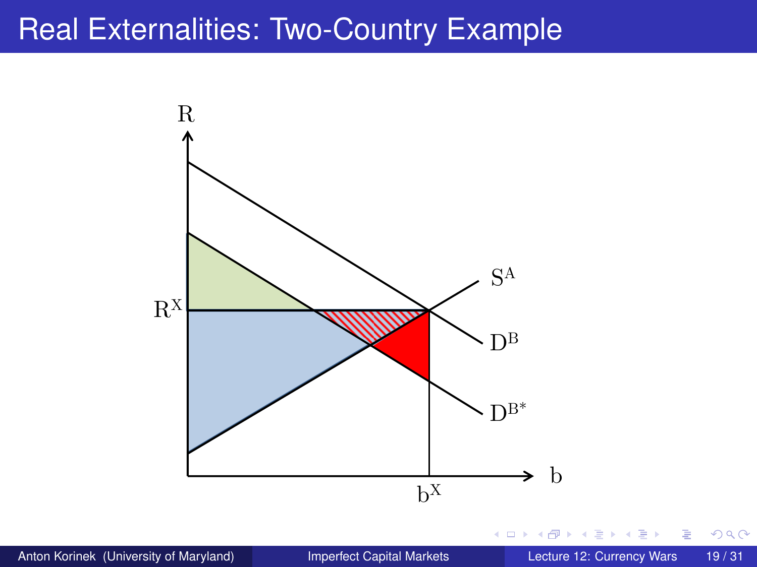# Real Externalities: Two-Country Example

R

$R^X$

$S^A$

$D^B$

$D^{B*}$

b

$b^X$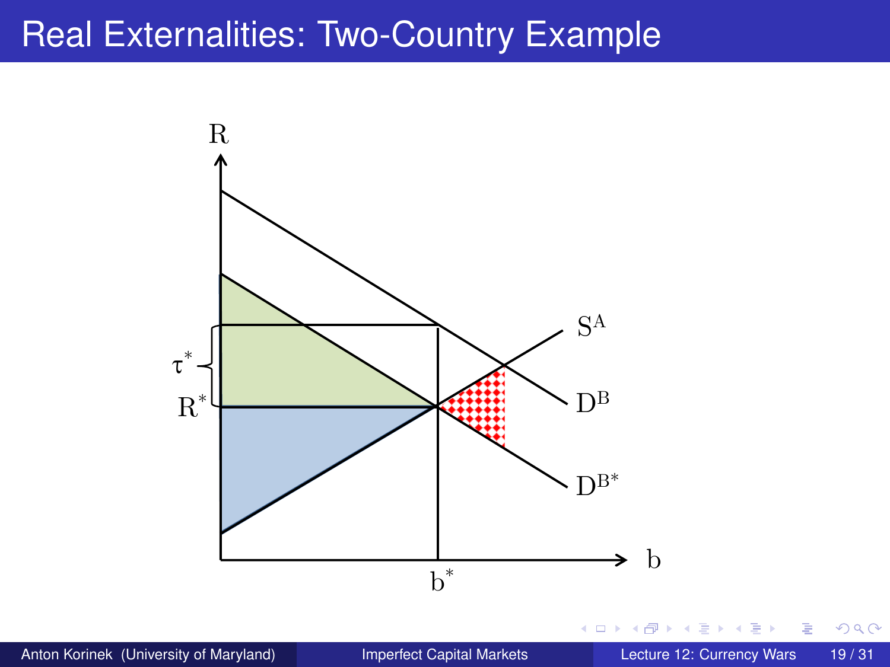# Real Externalities: Two-Country Example

R

$\tau^*$

$R^*$

$S^A$

$D^B$

$D^{B*}$

b

$b^*$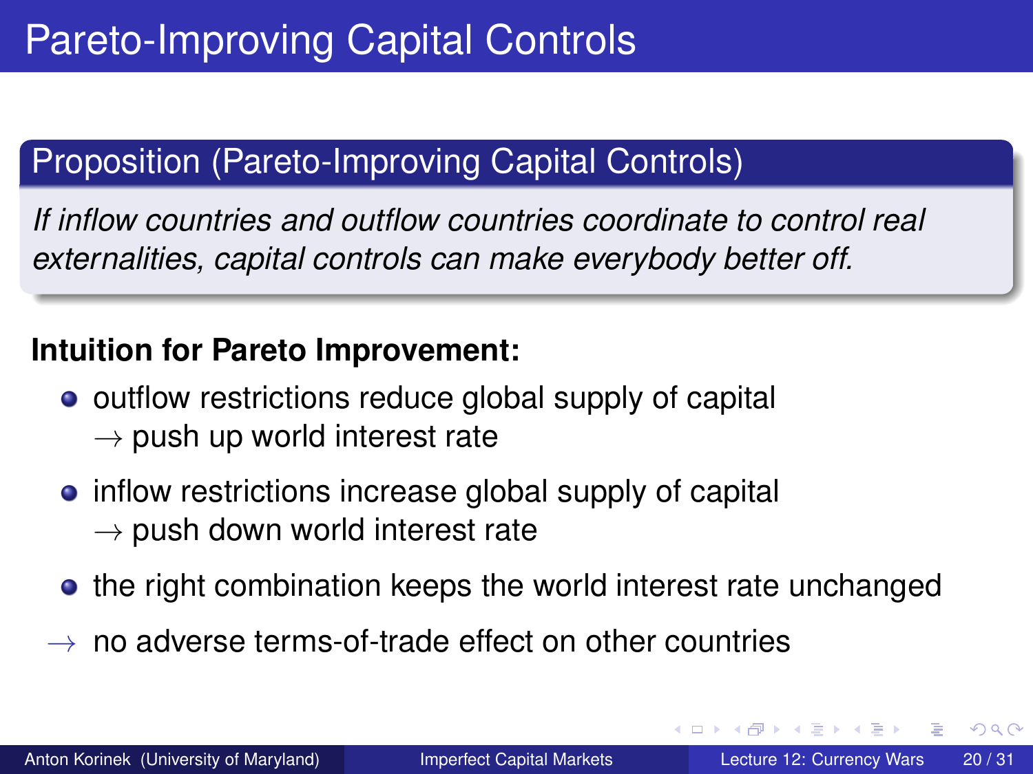# Pareto-Improving Capital Controls

**Proposition (Pareto-Improving Capital Controls)**

*If inflow countries and outflow countries coordinate to control real externalities, capital controls can make everybody better off.*

**Intuition for Pareto Improvement:**

- outflow restrictions reduce global supply of capital
  $\rightarrow$ push up world interest rate
- inflow restrictions increase global supply of capital
  $\rightarrow$ push down world interest rate
- the right combination keeps the world interest rate unchanged

$\rightarrow$ no adverse terms-of-trade effect on other countries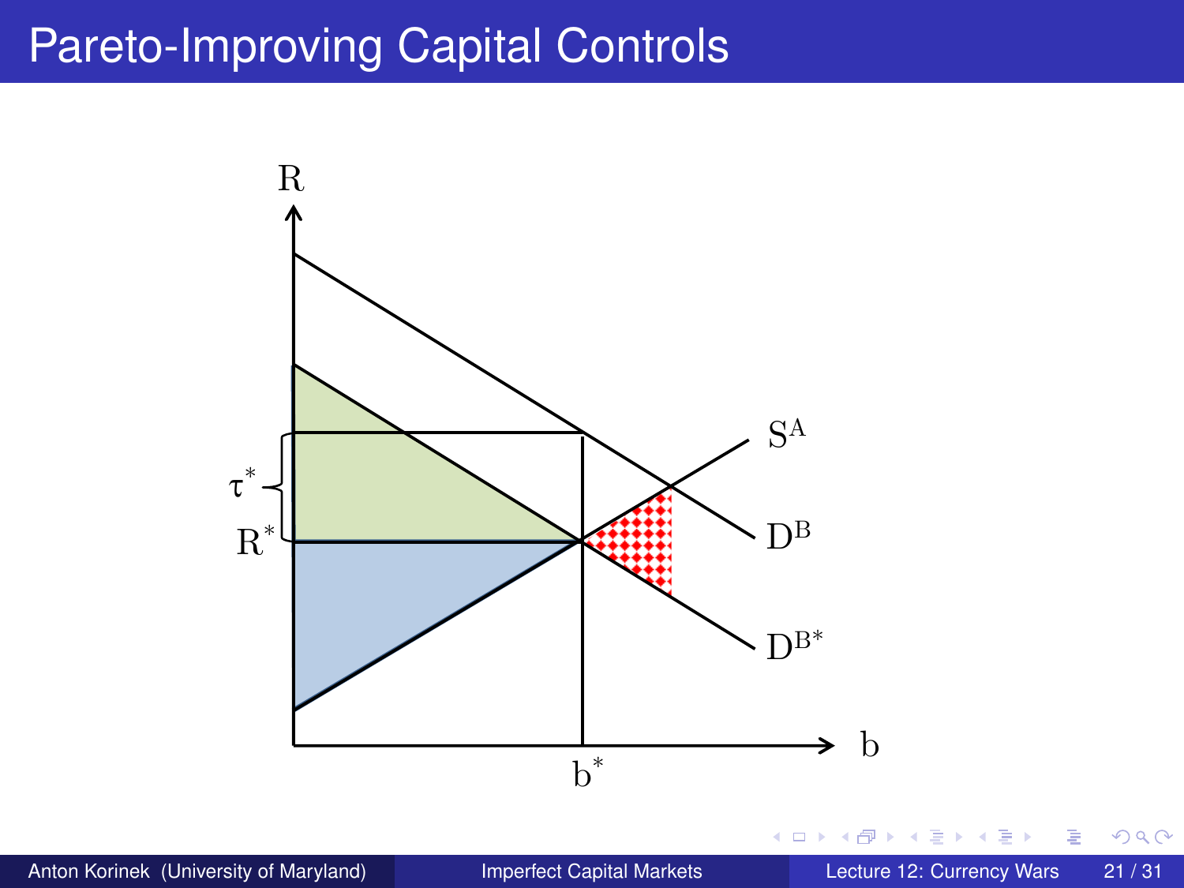# Pareto-Improving Capital Controls

R

$\tau^*$

$R^*$

$S^A$

$D^B$

$D^{B*}$

$b^*$

b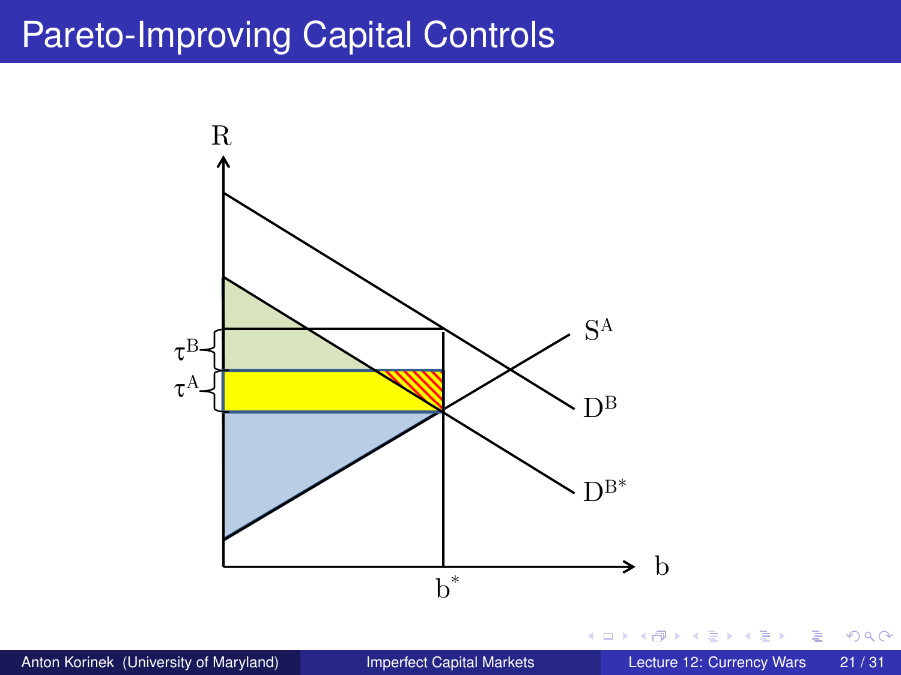# Pareto-Improving Capital Controls

R

$\tau^B$

$\tau^A$

$S^A$

$D^B$

$D^{B*}$

b

$b^*$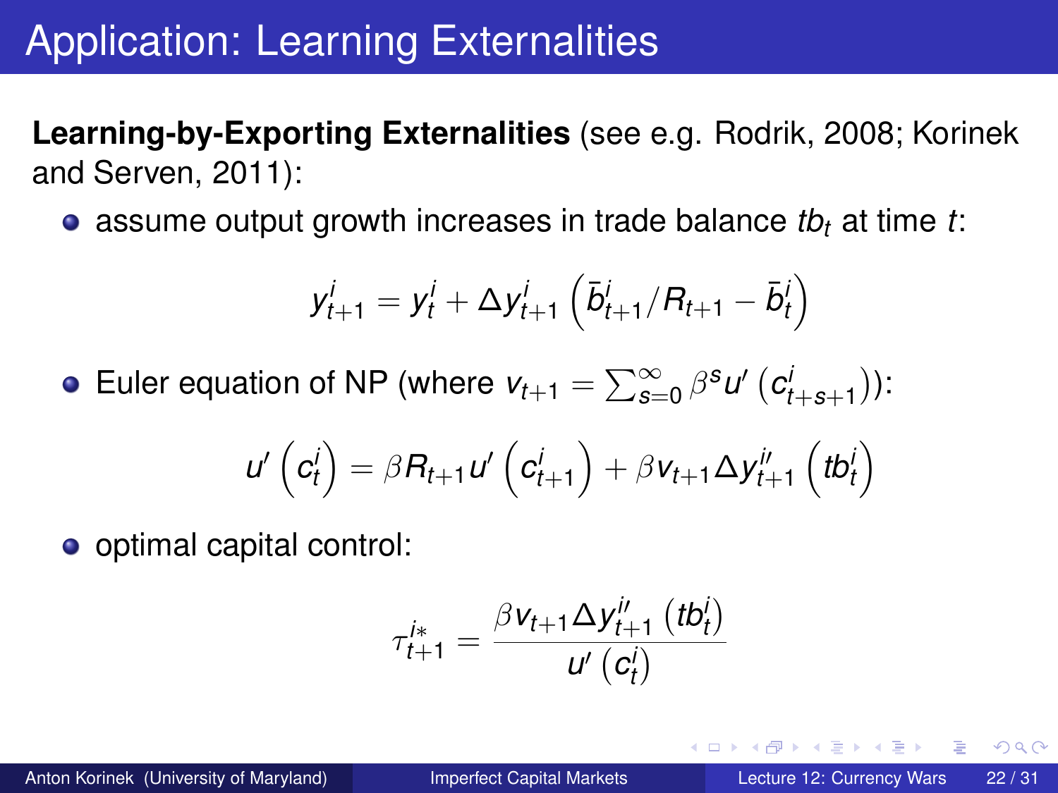# Application: Learning Externalities

**Learning-by-Exporting Externalities** (see e.g. Rodrik, 2008; Korinek and Serven, 2011):

- assume output growth increases in trade balance $tb_t$ at time $t$:

$$y^i_{t+1} = y^i_t + \Delta y^i_{t+1}\left(\bar{b}^i_{t+1}/R_{t+1} - \bar{b}^i_t\right)$$

- Euler equation of NP (where $v_{t+1} = \sum_{s=0}^{\infty} \beta^s u'\left(c^i_{t+s+1}\right)$):

$$u'\left(c^i_t\right) = \beta R_{t+1} u'\left(c^i_{t+1}\right) + \beta v_{t+1} \Delta y^{i\prime}_{t+1}\left(tb^i_t\right)$$

- optimal capital control:

$$\tau^{i*}_{t+1} = \frac{\beta v_{t+1} \Delta y^{i\prime}_{t+1}\left(tb^i_t\right)}{u'\left(c^i_t\right)}$$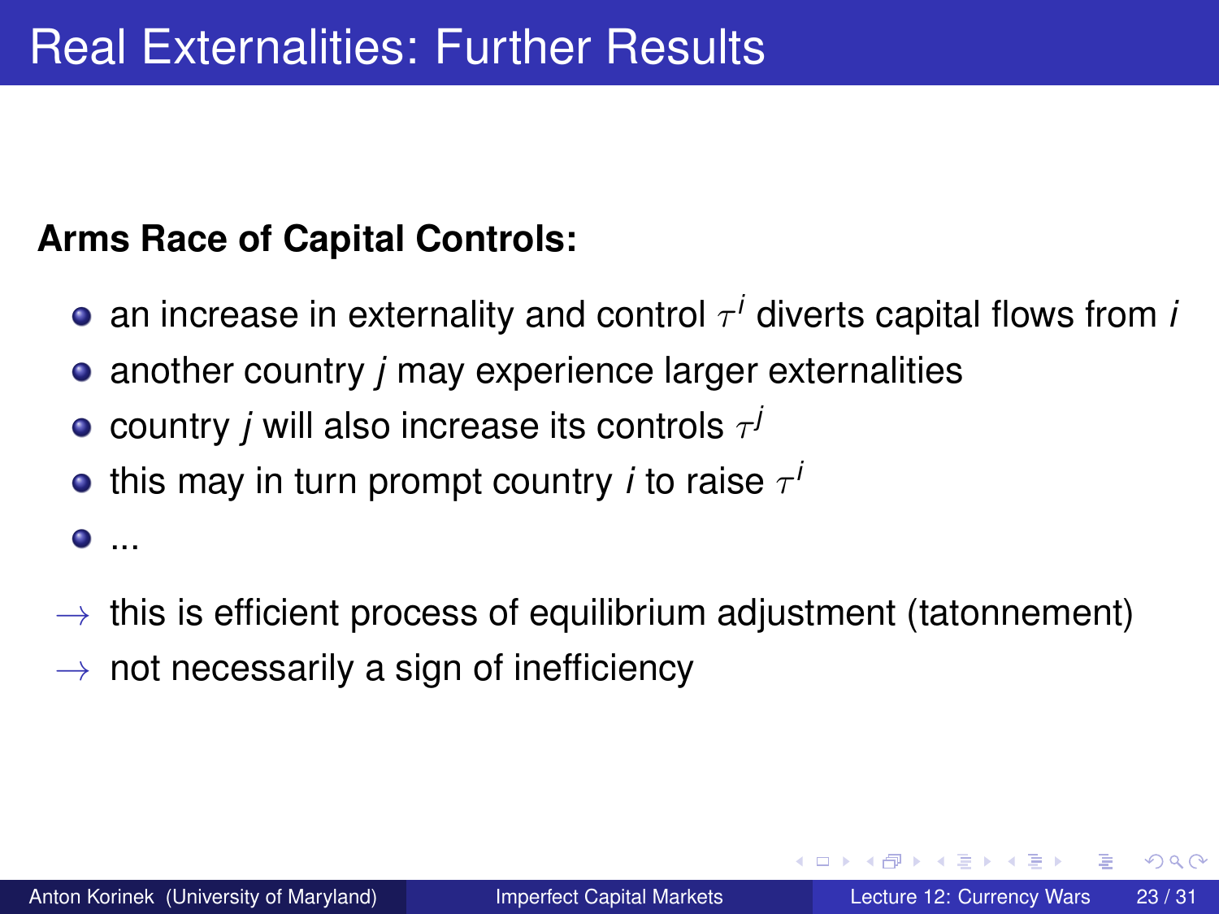# Real Externalities: Further Results

**Arms Race of Capital Controls:**

- an increase in externality and control $\tau^i$ diverts capital flows from $i$
- another country $j$ may experience larger externalities
- country $j$ will also increase its controls $\tau^j$
- this may in turn prompt country $i$ to raise $\tau^i$
- ...

$\rightarrow$ this is efficient process of equilibrium adjustment (tatonnement)

$\rightarrow$ not necessarily a sign of inefficiency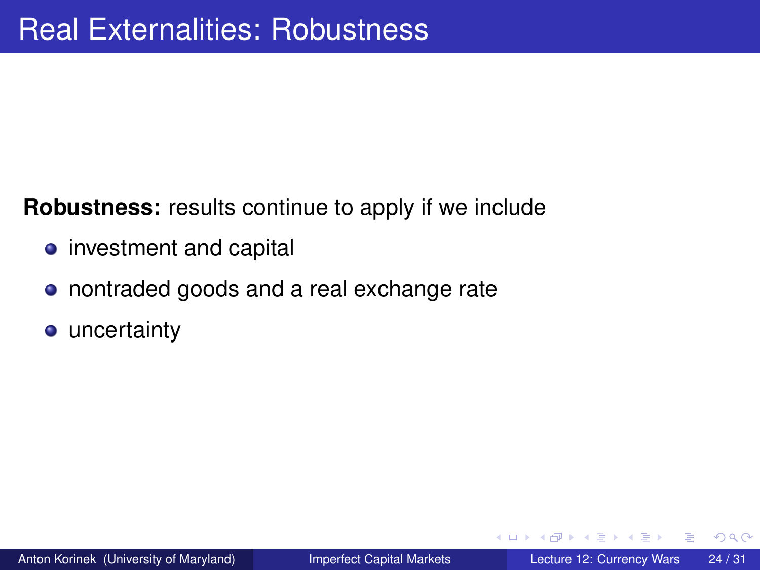# Real Externalities: Robustness

**Robustness:** results continue to apply if we include

- investment and capital
- nontraded goods and a real exchange rate
- uncertainty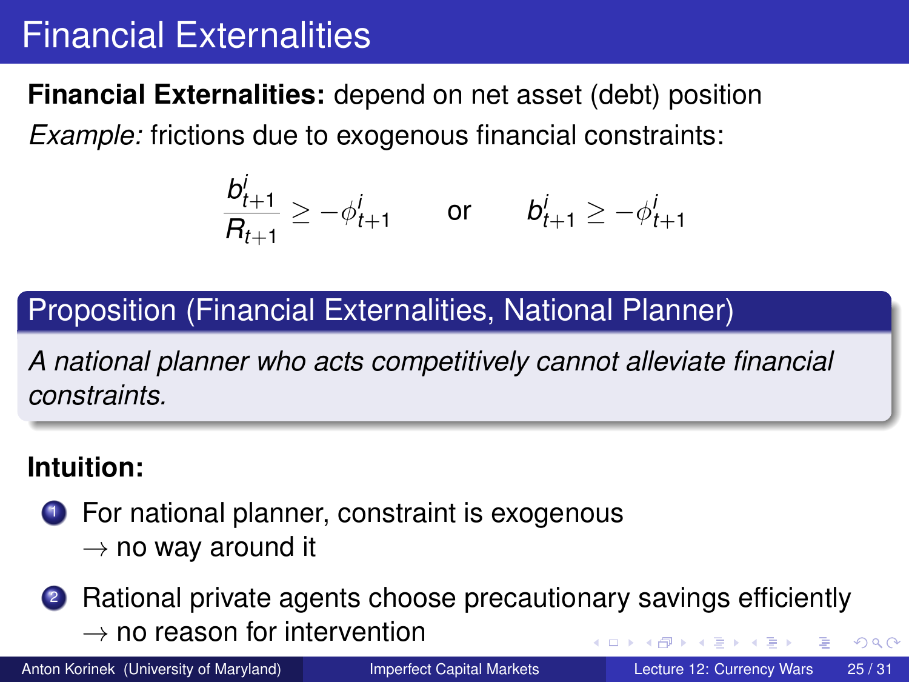# Financial Externalities

**Financial Externalities:** depend on net asset (debt) position

*Example:* frictions due to exogenous financial constraints:

$$\frac{b^i_{t+1}}{R_{t+1}} \geq -\phi^i_{t+1} \qquad \text{or} \qquad b^i_{t+1} \geq -\phi^i_{t+1}$$

## Proposition (Financial Externalities, National Planner)

*A national planner who acts competitively cannot alleviate financial constraints.*

**Intuition:**

1. For national planner, constraint is exogenous
   $\rightarrow$ no way around it
2. Rational private agents choose precautionary savings efficiently
   $\rightarrow$ no reason for intervention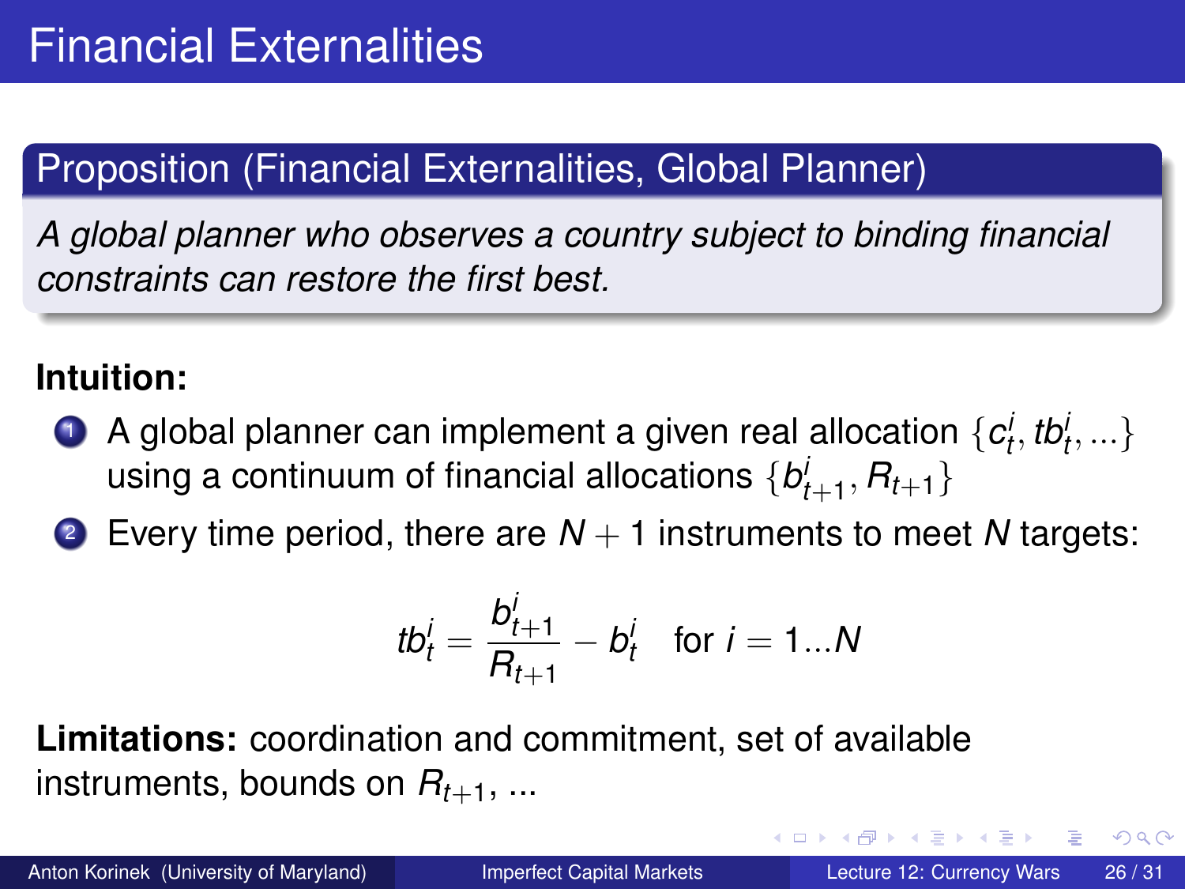# Financial Externalities

## Proposition (Financial Externalities, Global Planner)

*A global planner who observes a country subject to binding financial constraints can restore the first best.*

**Intuition:**

1. A global planner can implement a given real allocation $\{c_t^i, tb_t^i, ...\}$ using a continuum of financial allocations $\{b_{t+1}^i, R_{t+1}\}$
2. Every time period, there are $N+1$ instruments to meet $N$ targets:

$$tb_t^i = \frac{b_{t+1}^i}{R_{t+1}} - b_t^i \quad \text{for } i = 1...N$$

**Limitations:** coordination and commitment, set of available instruments, bounds on $R_{t+1}$, ...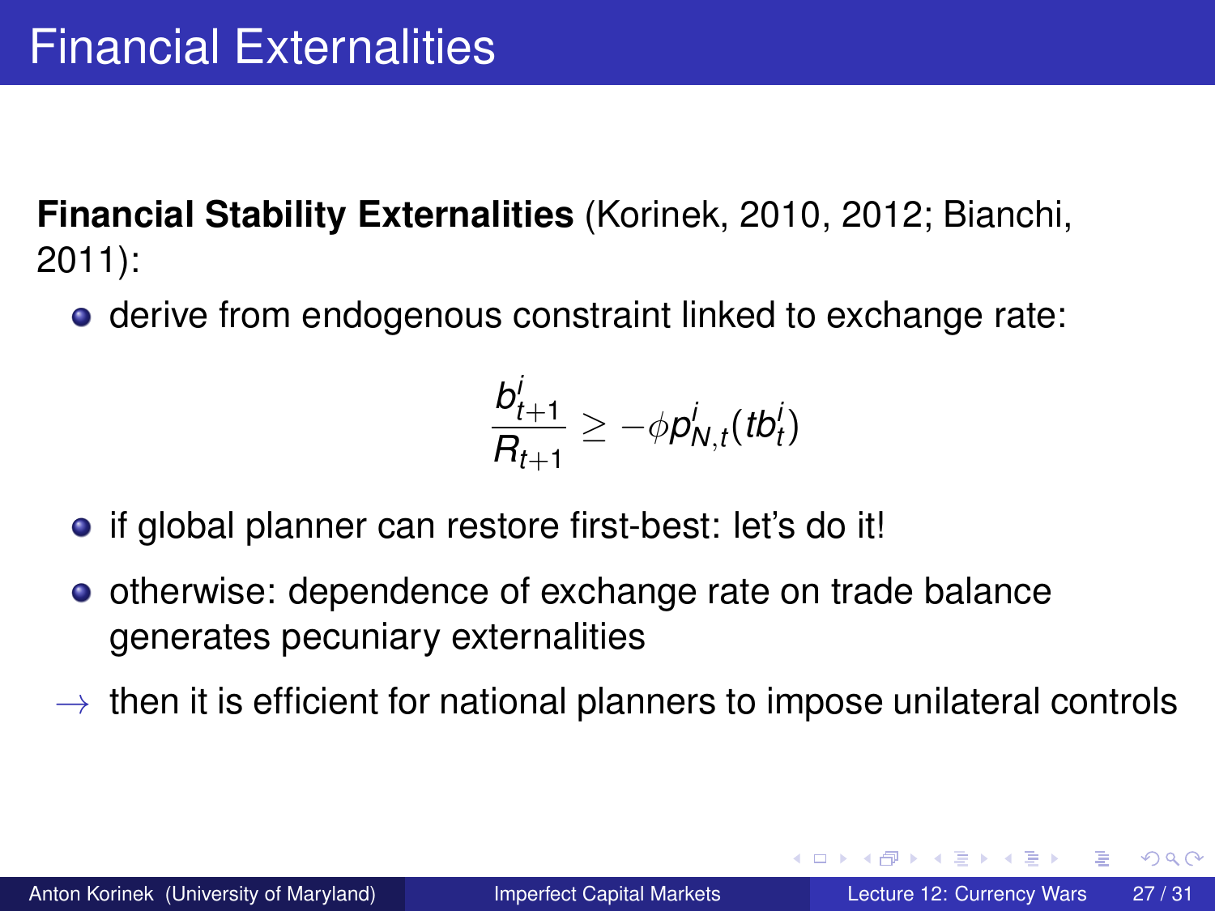# Financial Externalities

**Financial Stability Externalities** (Korinek, 2010, 2012; Bianchi, 2011):

- derive from endogenous constraint linked to exchange rate:

$$\frac{b^i_{t+1}}{R_{t+1}} \geq -\phi p^i_{N,t}(tb^i_t)$$

- if global planner can restore first-best: let's do it!
- otherwise: dependence of exchange rate on trade balance generates pecuniary externalities

$\rightarrow$ then it is efficient for national planners to impose unilateral controls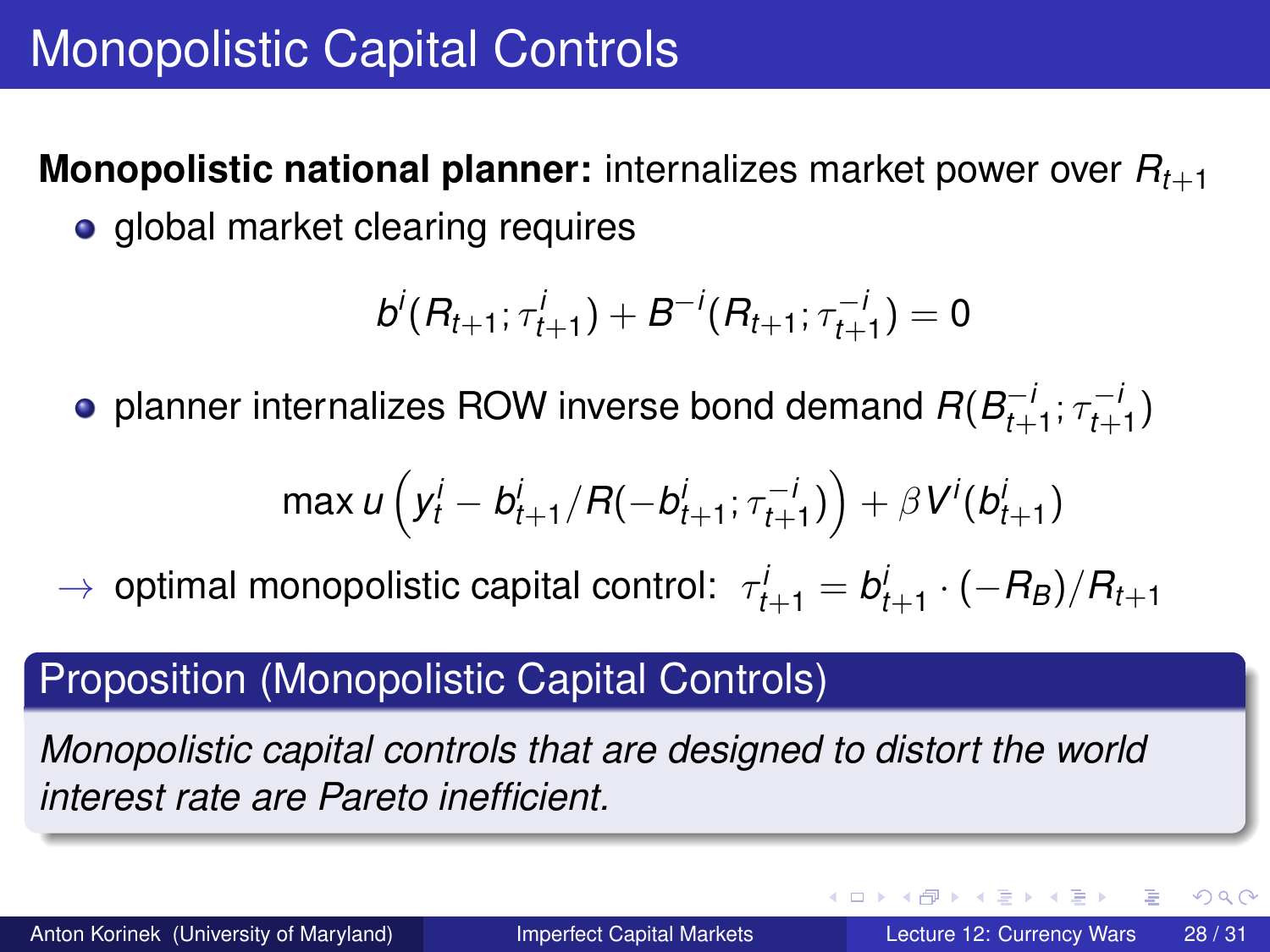# Monopolistic Capital Controls

**Monopolistic national planner:** internalizes market power over $R_{t+1}$

- global market clearing requires

$$b^i(R_{t+1};\tau^i_{t+1}) + B^{-i}(R_{t+1};\tau^{-i}_{t+1}) = 0$$

- planner internalizes ROW inverse bond demand $R(B^{-i}_{t+1};\tau^{-i}_{t+1})$

$$\max u\left(y^i_t - b^i_{t+1}/R(-b^i_{t+1};\tau^{-i}_{t+1})\right) + \beta V^i(b^i_{t+1})$$

→ optimal monopolistic capital control: $\tau^i_{t+1} = b^i_{t+1} \cdot (-R_B)/R_{t+1}$

**Proposition (Monopolistic Capital Controls)**

*Monopolistic capital controls that are designed to distort the world interest rate are Pareto inefficient.*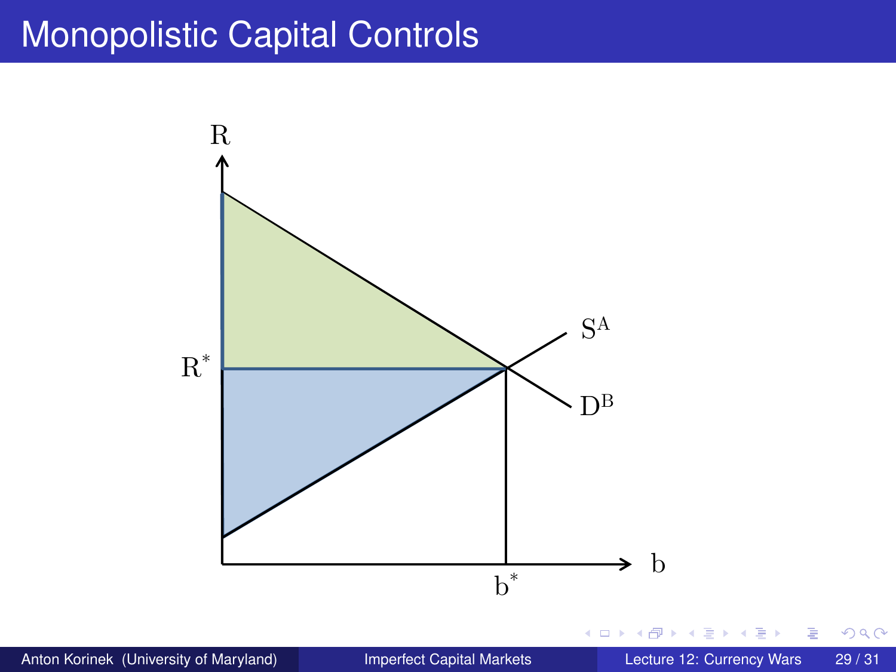# Monopolistic Capital Controls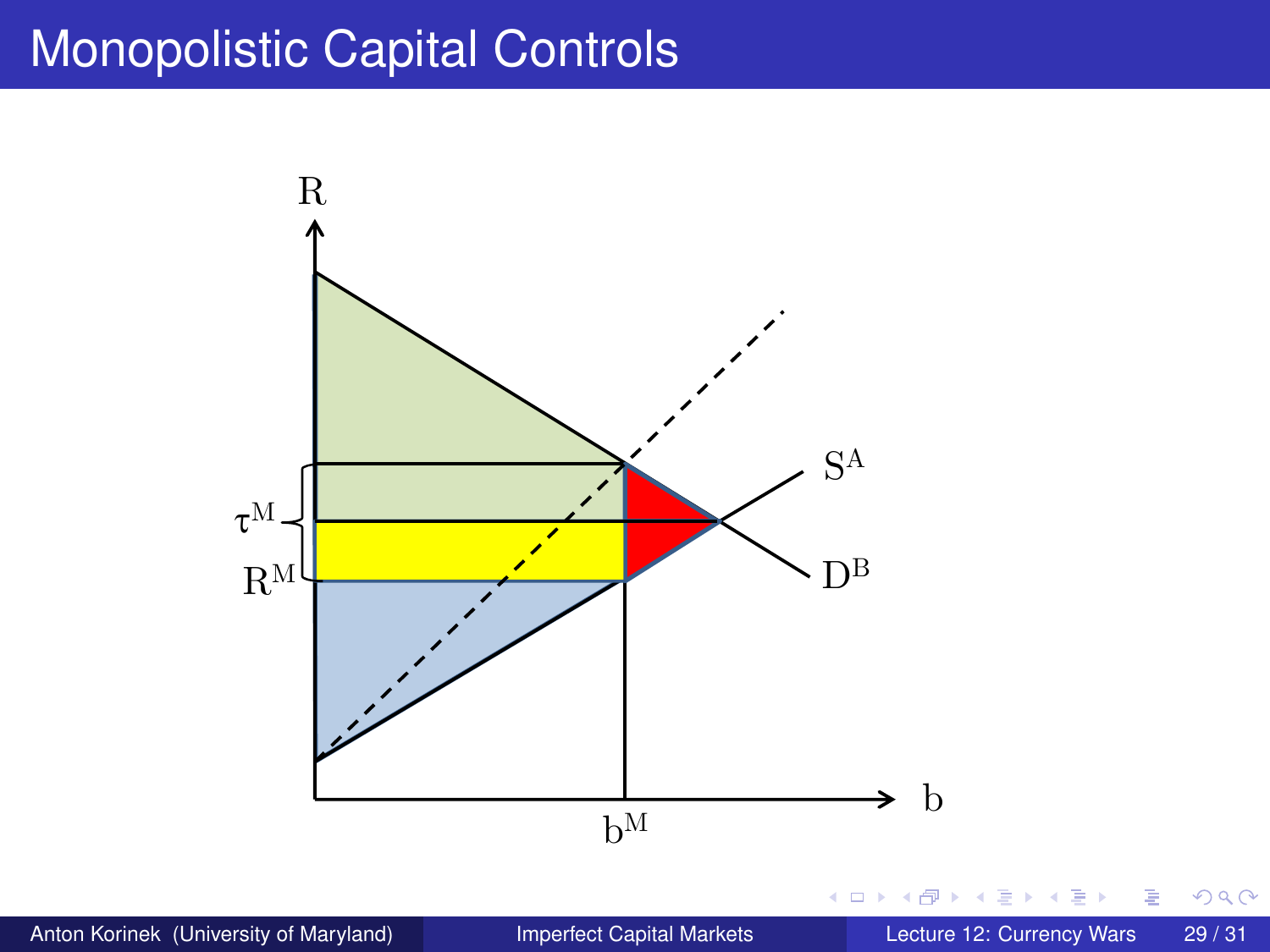# Monopolistic Capital Controls

$R$

$\tau^M$

$R^M$

$S^A$

$D^B$

$b^M$

$b$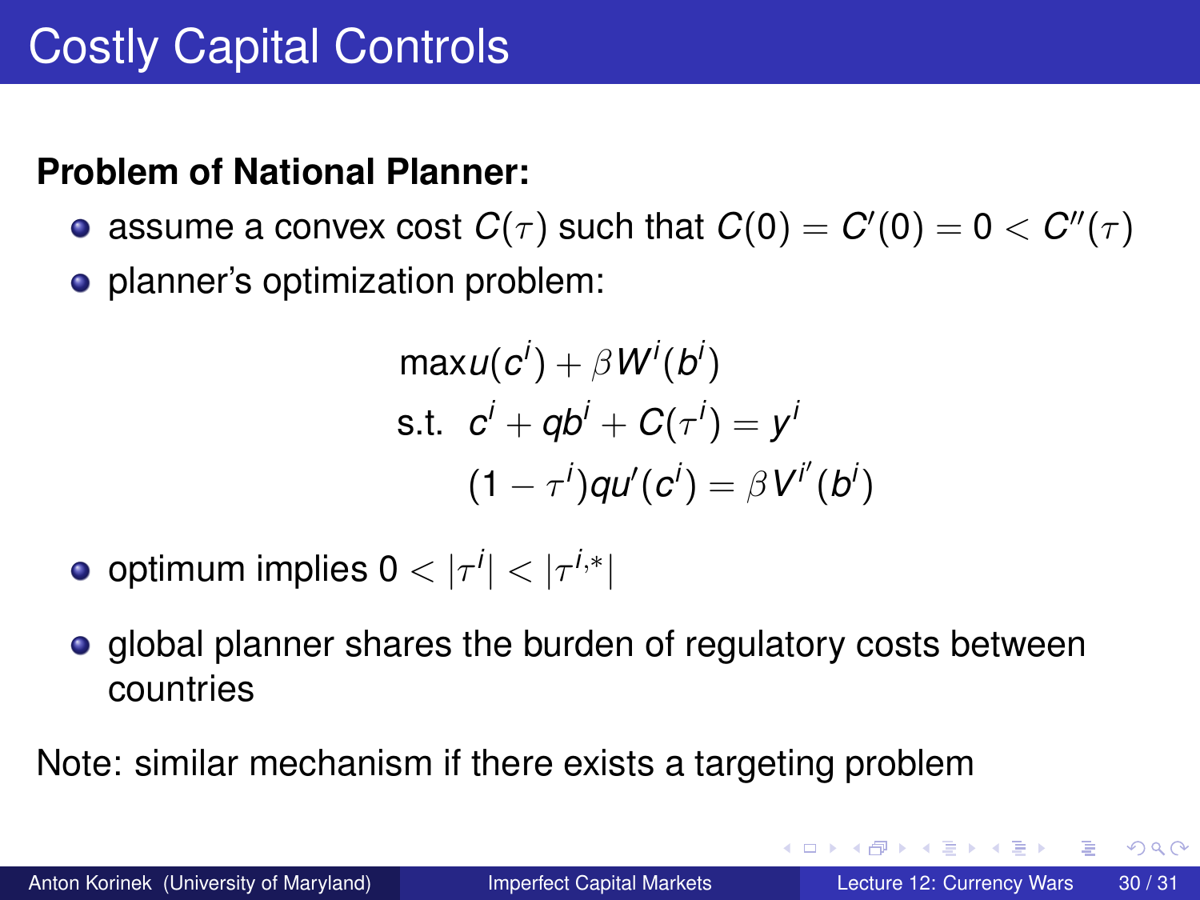# Costly Capital Controls

**Problem of National Planner:**

- assume a convex cost $C(\tau)$ such that $C(0) = C'(0) = 0 < C''(\tau)$
- planner's optimization problem:

$$
\begin{aligned}
& \max u(c^i) + \beta W^i(b^i) \\
\text{s.t.} \quad & c^i + qb^i + C(\tau^i) = y^i \\
& (1 - \tau^i) q u'(c^i) = \beta V^{i'}(b^i)
\end{aligned}
$$

- optimum implies $0 < |\tau^i| < |\tau^{i,*}|$
- global planner shares the burden of regulatory costs between countries

Note: similar mechanism if there exists a targeting problem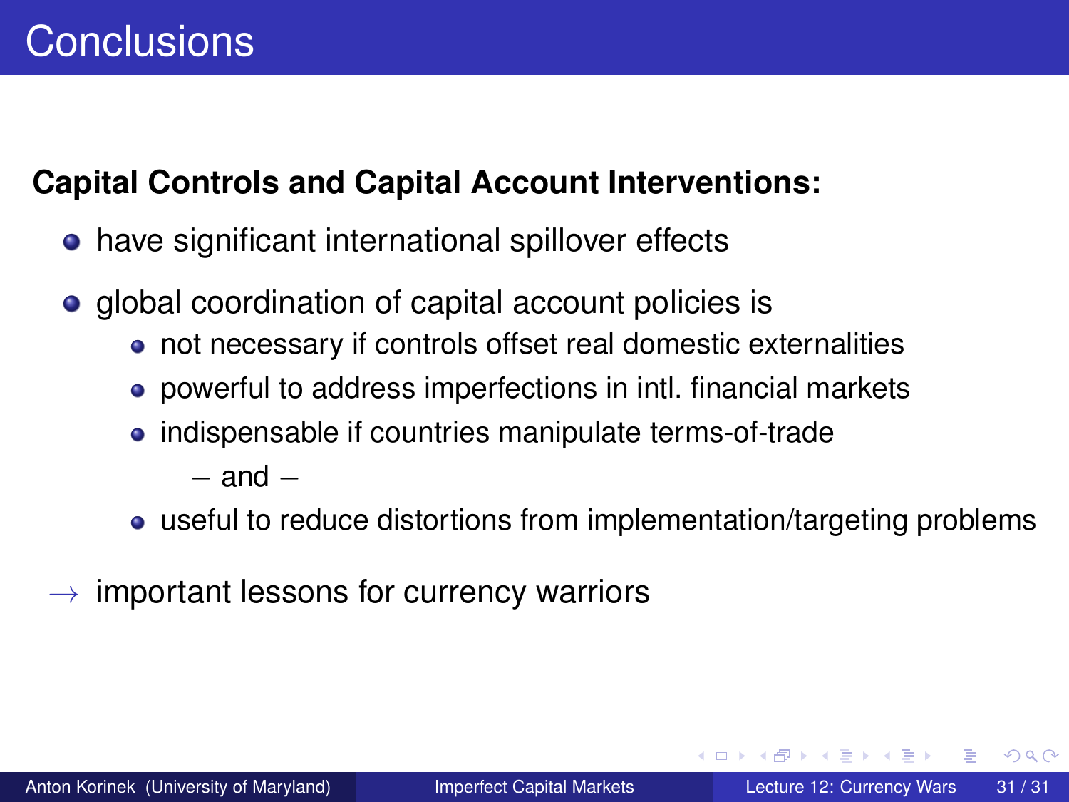# Conclusions

**Capital Controls and Capital Account Interventions:**

- have significant international spillover effects
- global coordination of capital account policies is
  - not necessary if controls offset real domestic externalities
  - powerful to address imperfections in intl. financial markets
  - indispensable if countries manipulate terms-of-trade

    – and –

  - useful to reduce distortions from implementation/targeting problems

→ important lessons for currency warriors